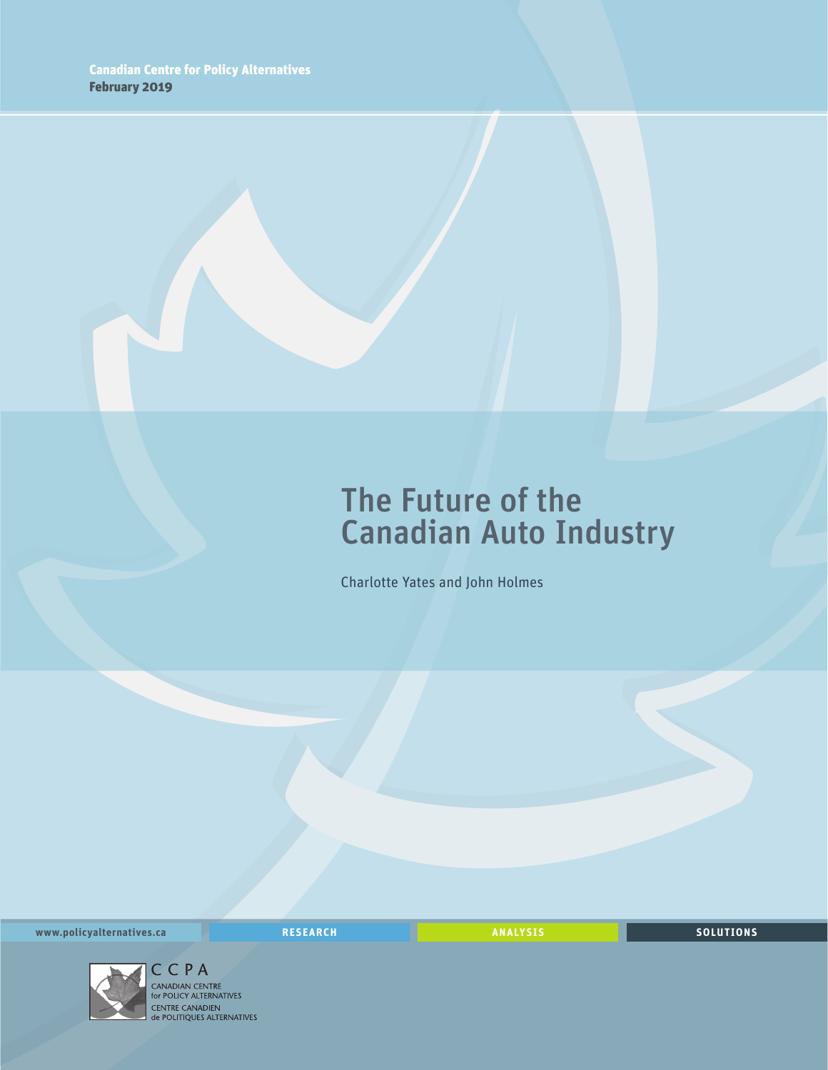Canadian Centre for Policy Alternatives
February 2019

# The Future of the Canadian Auto Industry

Charlotte Yates and John Holmes

www.policyalternatives.ca

RESEARCH ANALYSIS SOLUTIONS

CCPA
CANADIAN CENTRE for POLICY ALTERNATIVES
CENTRE CANADIEN de POLITIQUES ALTERNATIVES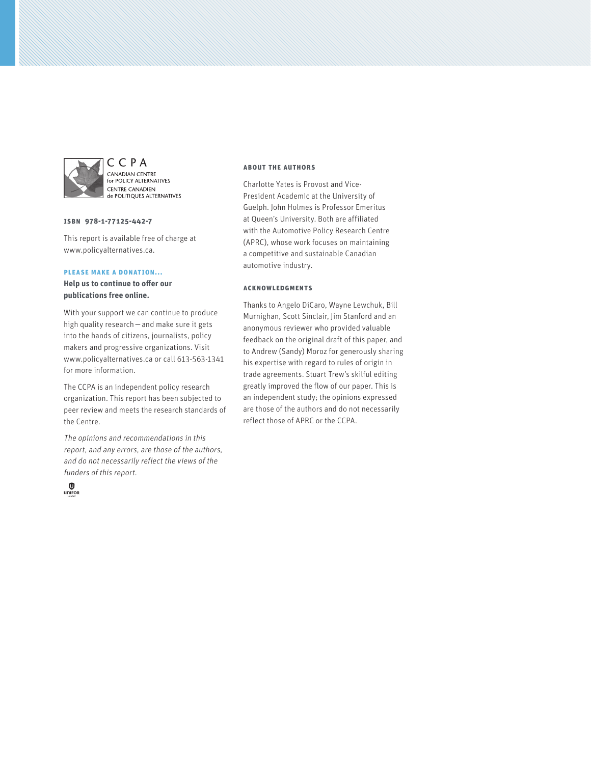CCPA
CANADIAN CENTRE for POLICY ALTERNATIVES
CENTRE CANADIEN de POLITIQUES ALTERNATIVES

**ISBN 978-1-77125-442-7**

This report is available free of charge at www.policyalternatives.ca.

**PLEASE MAKE A DONATION...**

**Help us to continue to offer our publications free online.**

With your support we can continue to produce high quality research — and make sure it gets into the hands of citizens, journalists, policy makers and progressive organizations. Visit www.policyalternatives.ca or call 613-563-1341 for more information.

The CCPA is an independent policy research organization. This report has been subjected to peer review and meets the research standards of the Centre.

*The opinions and recommendations in this report, and any errors, are those of the authors, and do not necessarily reflect the views of the funders of this report.*

UNIFOR

#### ABOUT THE AUTHORS

Charlotte Yates is Provost and Vice-President Academic at the University of Guelph. John Holmes is Professor Emeritus at Queen's University. Both are affiliated with the Automotive Policy Research Centre (APRC), whose work focuses on maintaining a competitive and sustainable Canadian automotive industry.

#### ACKNOWLEDGMENTS

Thanks to Angelo DiCaro, Wayne Lewchuk, Bill Murnighan, Scott Sinclair, Jim Stanford and an anonymous reviewer who provided valuable feedback on the original draft of this paper, and to Andrew (Sandy) Moroz for generously sharing his expertise with regard to rules of origin in trade agreements. Stuart Trew's skilful editing greatly improved the flow of our paper. This is an independent study; the opinions expressed are those of the authors and do not necessarily reflect those of APRC or the CCPA.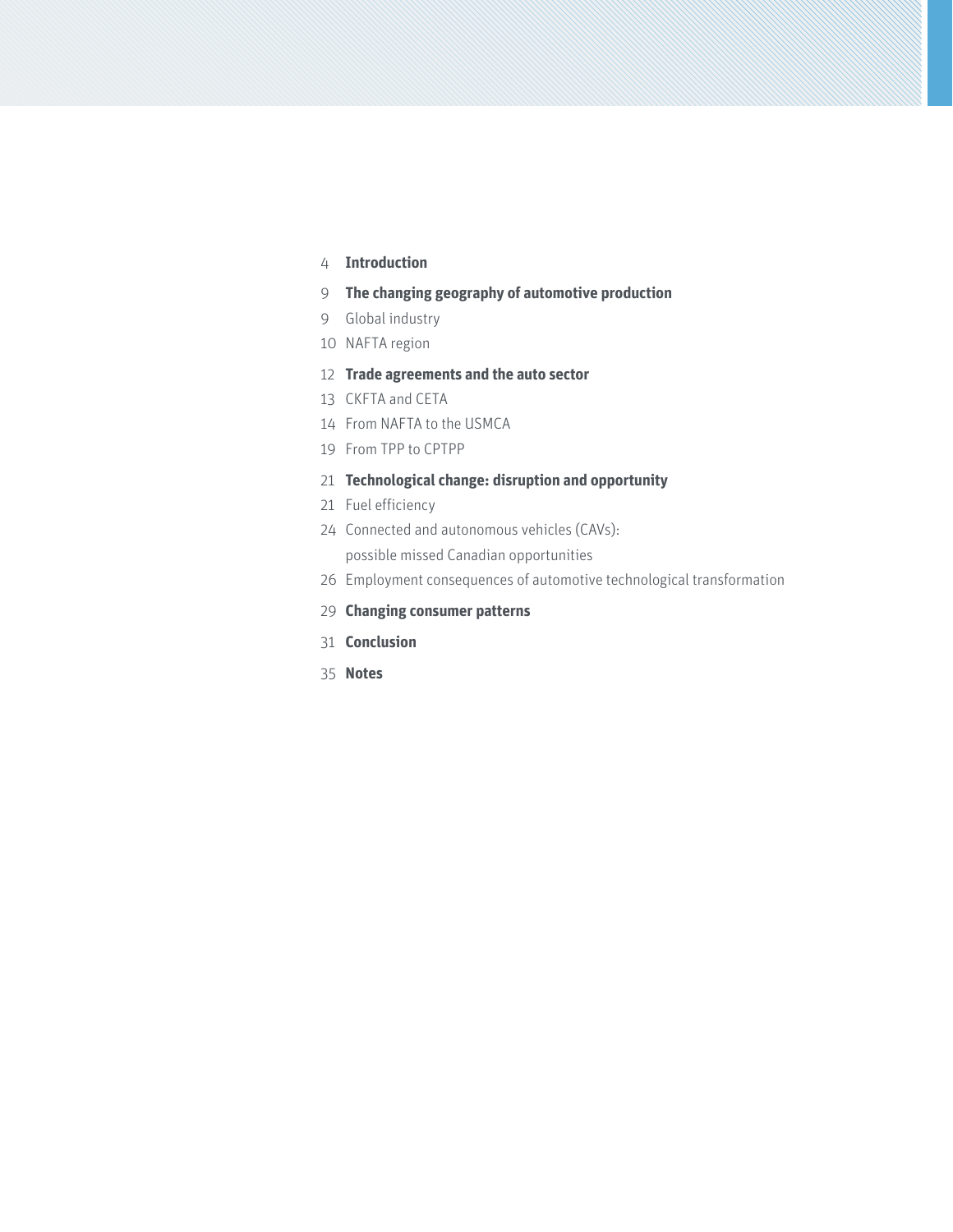4 **Introduction**

9 **The changing geography of automotive production**

9 Global industry

10 NAFTA region

12 **Trade agreements and the auto sector**

13 CKFTA and CETA

14 From NAFTA to the USMCA

19 From TPP to CPTPP

21 **Technological change: disruption and opportunity**

21 Fuel efficiency

24 Connected and autonomous vehicles (CAVs): possible missed Canadian opportunities

26 Employment consequences of automotive technological transformation

29 **Changing consumer patterns**

31 **Conclusion**

35 **Notes**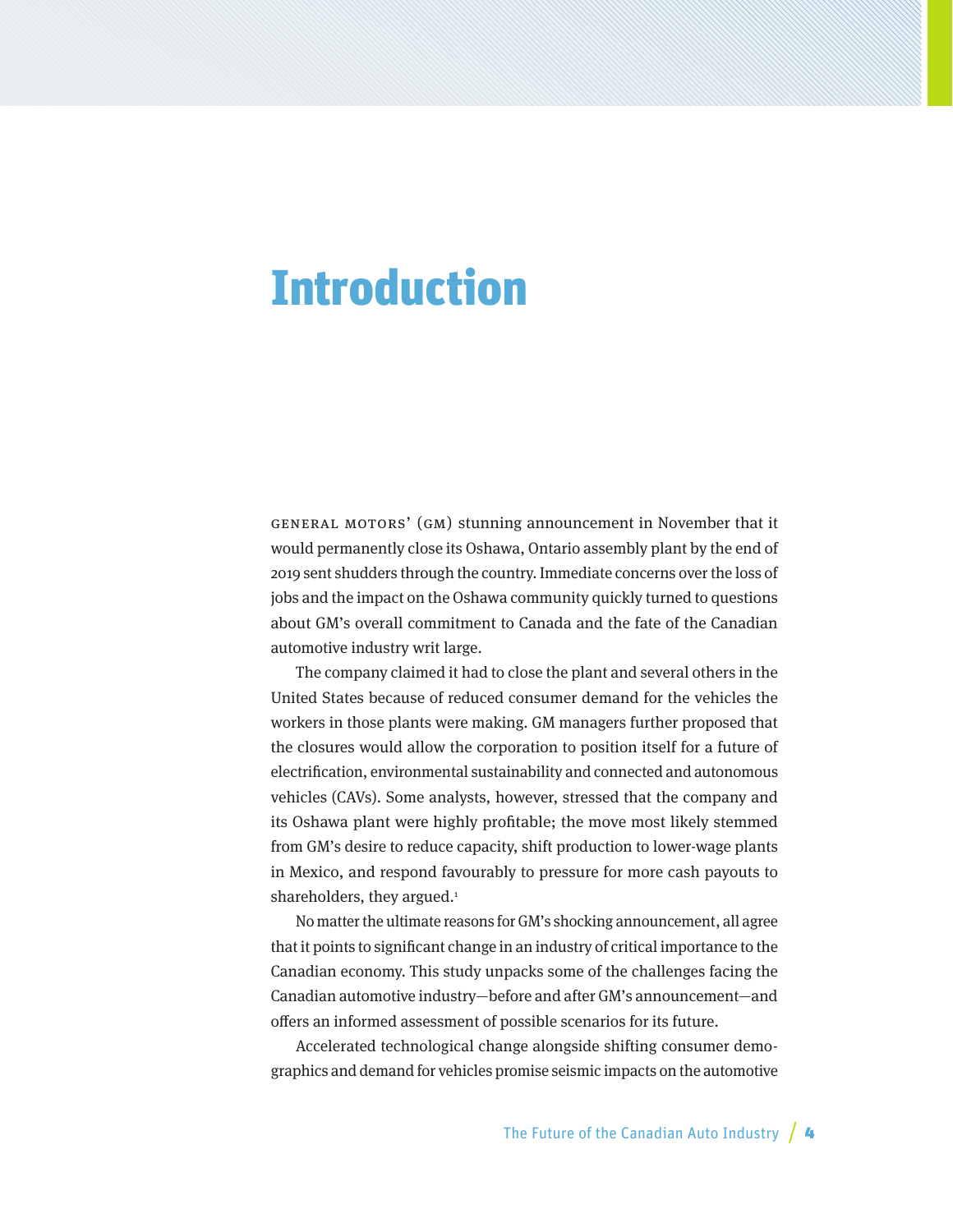# Introduction

GENERAL MOTORS' (GM) stunning announcement in November that it would permanently close its Oshawa, Ontario assembly plant by the end of 2019 sent shudders through the country. Immediate concerns over the loss of jobs and the impact on the Oshawa community quickly turned to questions about GM's overall commitment to Canada and the fate of the Canadian automotive industry writ large.

The company claimed it had to close the plant and several others in the United States because of reduced consumer demand for the vehicles the workers in those plants were making. GM managers further proposed that the closures would allow the corporation to position itself for a future of electrification, environmental sustainability and connected and autonomous vehicles (CAVs). Some analysts, however, stressed that the company and its Oshawa plant were highly profitable; the move most likely stemmed from GM's desire to reduce capacity, shift production to lower-wage plants in Mexico, and respond favourably to pressure for more cash payouts to shareholders, they argued.[1]

No matter the ultimate reasons for GM's shocking announcement, all agree that it points to significant change in an industry of critical importance to the Canadian economy. This study unpacks some of the challenges facing the Canadian automotive industry—before and after GM's announcement—and offers an informed assessment of possible scenarios for its future.

Accelerated technological change alongside shifting consumer demographics and demand for vehicles promise seismic impacts on the automotive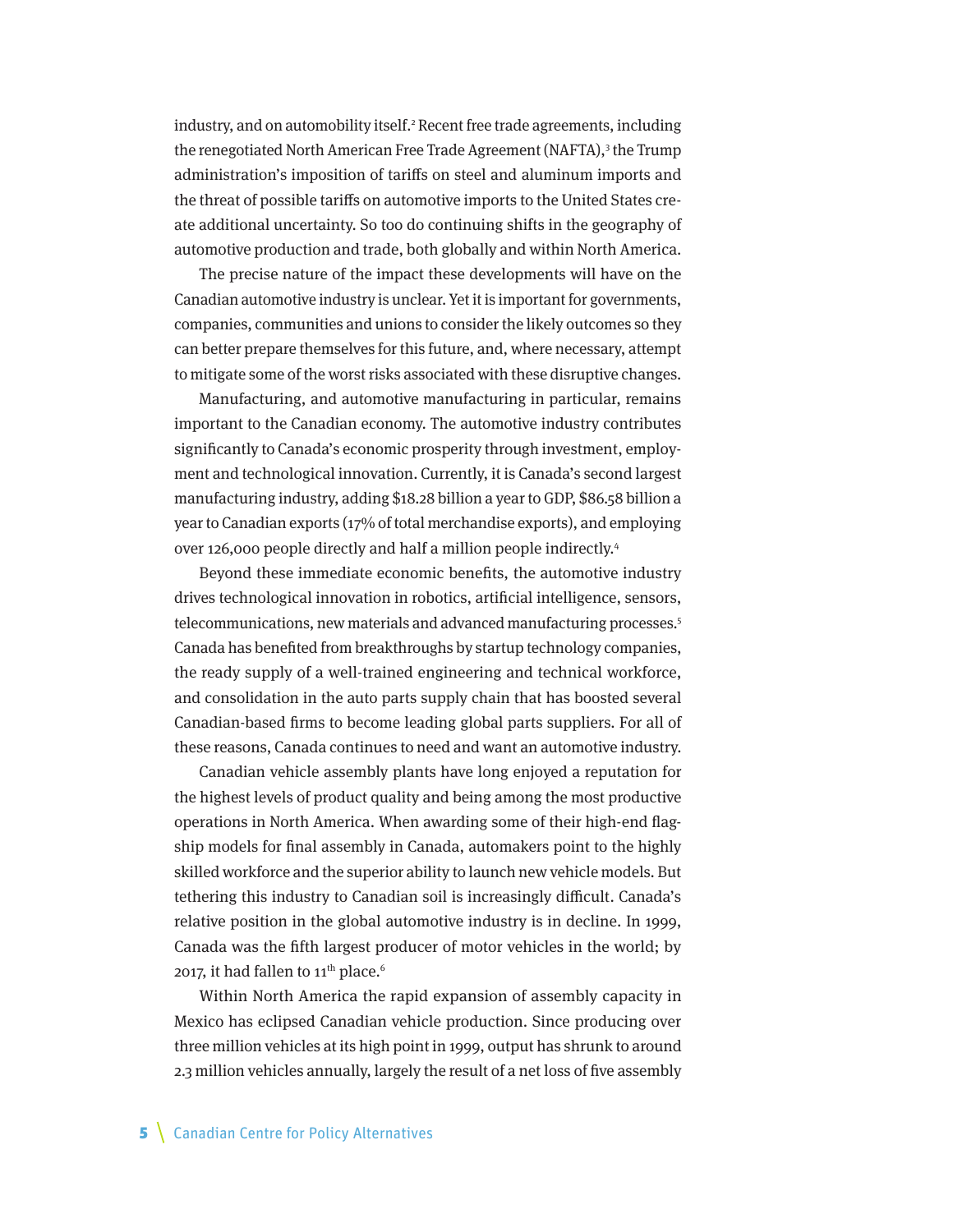industry, and on automobility itself.[2] Recent free trade agreements, including the renegotiated North American Free Trade Agreement (NAFTA),[3] the Trump administration's imposition of tariffs on steel and aluminum imports and the threat of possible tariffs on automotive imports to the United States create additional uncertainty. So too do continuing shifts in the geography of automotive production and trade, both globally and within North America.

The precise nature of the impact these developments will have on the Canadian automotive industry is unclear. Yet it is important for governments, companies, communities and unions to consider the likely outcomes so they can better prepare themselves for this future, and, where necessary, attempt to mitigate some of the worst risks associated with these disruptive changes.

Manufacturing, and automotive manufacturing in particular, remains important to the Canadian economy. The automotive industry contributes significantly to Canada's economic prosperity through investment, employment and technological innovation. Currently, it is Canada's second largest manufacturing industry, adding $18.28 billion a year to GDP, $86.58 billion a year to Canadian exports (17% of total merchandise exports), and employing over 126,000 people directly and half a million people indirectly.[4]

Beyond these immediate economic benefits, the automotive industry drives technological innovation in robotics, artificial intelligence, sensors, telecommunications, new materials and advanced manufacturing processes.[5] Canada has benefited from breakthroughs by startup technology companies, the ready supply of a well-trained engineering and technical workforce, and consolidation in the auto parts supply chain that has boosted several Canadian-based firms to become leading global parts suppliers. For all of these reasons, Canada continues to need and want an automotive industry.

Canadian vehicle assembly plants have long enjoyed a reputation for the highest levels of product quality and being among the most productive operations in North America. When awarding some of their high-end flagship models for final assembly in Canada, automakers point to the highly skilled workforce and the superior ability to launch new vehicle models. But tethering this industry to Canadian soil is increasingly difficult. Canada's relative position in the global automotive industry is in decline. In 1999, Canada was the fifth largest producer of motor vehicles in the world; by 2017, it had fallen to 11th place.[6]

Within North America the rapid expansion of assembly capacity in Mexico has eclipsed Canadian vehicle production. Since producing over three million vehicles at its high point in 1999, output has shrunk to around 2.3 million vehicles annually, largely the result of a net loss of five assembly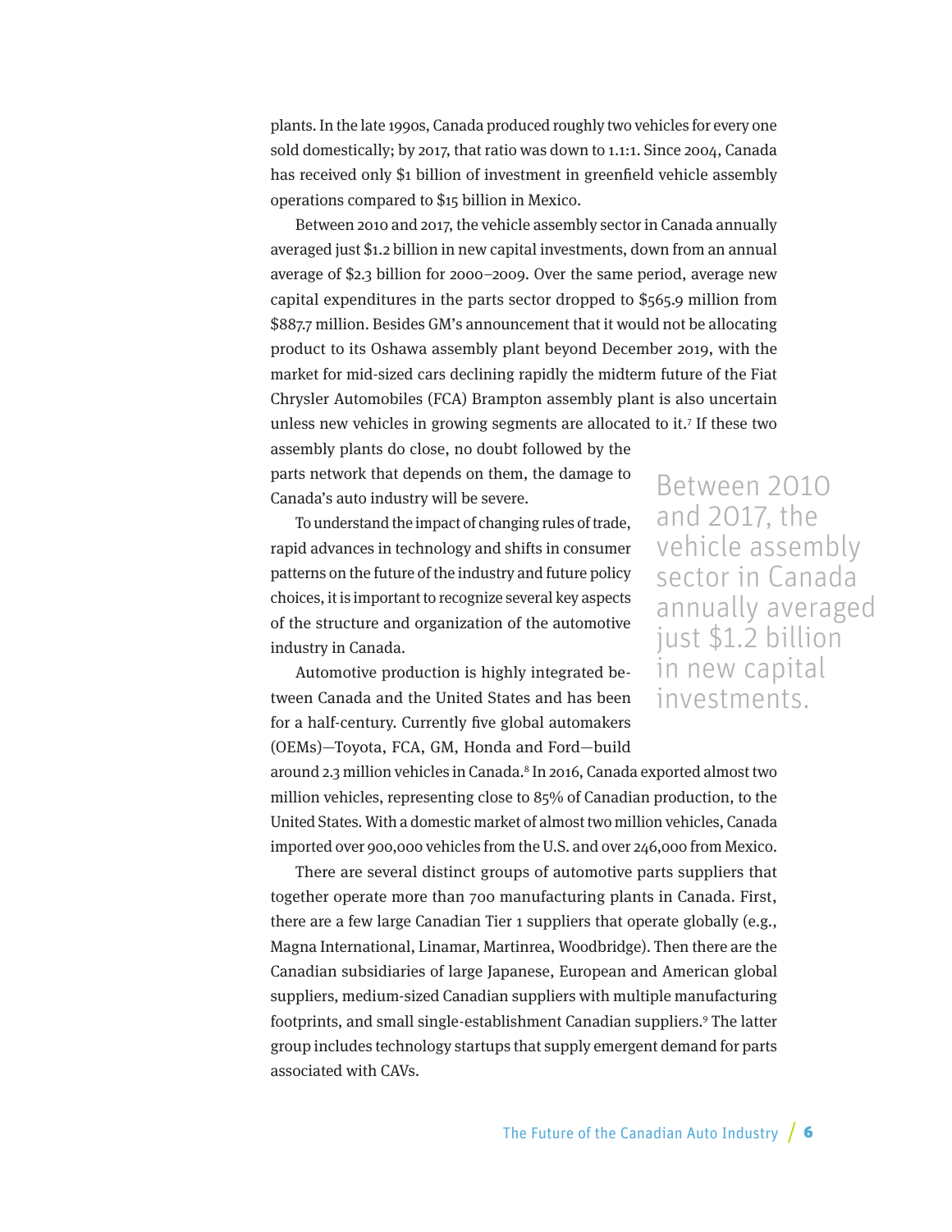plants. In the late 1990s, Canada produced roughly two vehicles for every one sold domestically; by 2017, that ratio was down to 1.1:1. Since 2004, Canada has received only $1 billion of investment in greenfield vehicle assembly operations compared to $15 billion in Mexico.

Between 2010 and 2017, the vehicle assembly sector in Canada annually averaged just $1.2 billion in new capital investments, down from an annual average of $2.3 billion for 2000–2009. Over the same period, average new capital expenditures in the parts sector dropped to $565.9 million from $887.7 million. Besides GM's announcement that it would not be allocating product to its Oshawa assembly plant beyond December 2019, with the market for mid-sized cars declining rapidly the midterm future of the Fiat Chrysler Automobiles (FCA) Brampton assembly plant is also uncertain unless new vehicles in growing segments are allocated to it.[7] If these two assembly plants do close, no doubt followed by the parts network that depends on them, the damage to Canada's auto industry will be severe.

> Between 2010 and 2017, the vehicle assembly sector in Canada annually averaged just $1.2 billion in new capital investments.

To understand the impact of changing rules of trade, rapid advances in technology and shifts in consumer patterns on the future of the industry and future policy choices, it is important to recognize several key aspects of the structure and organization of the automotive industry in Canada.

Automotive production is highly integrated between Canada and the United States and has been for a half-century. Currently five global automakers (OEMs)—Toyota, FCA, GM, Honda and Ford—build around 2.3 million vehicles in Canada.[8] In 2016, Canada exported almost two million vehicles, representing close to 85% of Canadian production, to the United States. With a domestic market of almost two million vehicles, Canada imported over 900,000 vehicles from the U.S. and over 246,000 from Mexico.

There are several distinct groups of automotive parts suppliers that together operate more than 700 manufacturing plants in Canada. First, there are a few large Canadian Tier 1 suppliers that operate globally (e.g., Magna International, Linamar, Martinrea, Woodbridge). Then there are the Canadian subsidiaries of large Japanese, European and American global suppliers, medium-sized Canadian suppliers with multiple manufacturing footprints, and small single-establishment Canadian suppliers.[9] The latter group includes technology startups that supply emergent demand for parts associated with CAVs.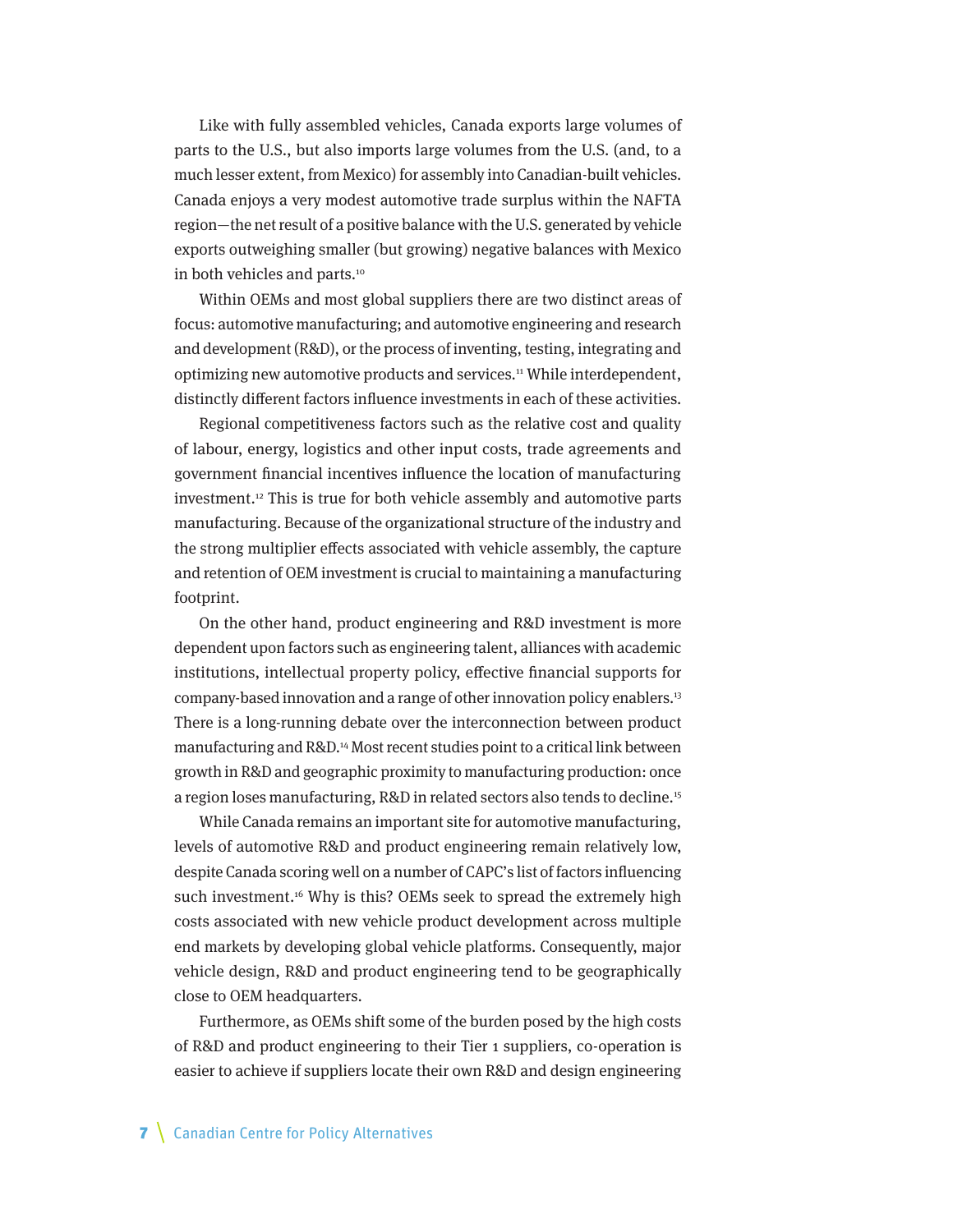Like with fully assembled vehicles, Canada exports large volumes of parts to the U.S., but also imports large volumes from the U.S. (and, to a much lesser extent, from Mexico) for assembly into Canadian-built vehicles. Canada enjoys a very modest automotive trade surplus within the NAFTA region—the net result of a positive balance with the U.S. generated by vehicle exports outweighing smaller (but growing) negative balances with Mexico in both vehicles and parts.[10]

Within OEMs and most global suppliers there are two distinct areas of focus: automotive manufacturing; and automotive engineering and research and development (R&D), or the process of inventing, testing, integrating and optimizing new automotive products and services.[11] While interdependent, distinctly different factors influence investments in each of these activities.

Regional competitiveness factors such as the relative cost and quality of labour, energy, logistics and other input costs, trade agreements and government financial incentives influence the location of manufacturing investment.[12] This is true for both vehicle assembly and automotive parts manufacturing. Because of the organizational structure of the industry and the strong multiplier effects associated with vehicle assembly, the capture and retention of OEM investment is crucial to maintaining a manufacturing footprint.

On the other hand, product engineering and R&D investment is more dependent upon factors such as engineering talent, alliances with academic institutions, intellectual property policy, effective financial supports for company-based innovation and a range of other innovation policy enablers.[13] There is a long-running debate over the interconnection between product manufacturing and R&D.[14] Most recent studies point to a critical link between growth in R&D and geographic proximity to manufacturing production: once a region loses manufacturing, R&D in related sectors also tends to decline.[15]

While Canada remains an important site for automotive manufacturing, levels of automotive R&D and product engineering remain relatively low, despite Canada scoring well on a number of CAPC's list of factors influencing such investment.[16] Why is this? OEMs seek to spread the extremely high costs associated with new vehicle product development across multiple end markets by developing global vehicle platforms. Consequently, major vehicle design, R&D and product engineering tend to be geographically close to OEM headquarters.

Furthermore, as OEMs shift some of the burden posed by the high costs of R&D and product engineering to their Tier 1 suppliers, co-operation is easier to achieve if suppliers locate their own R&D and design engineering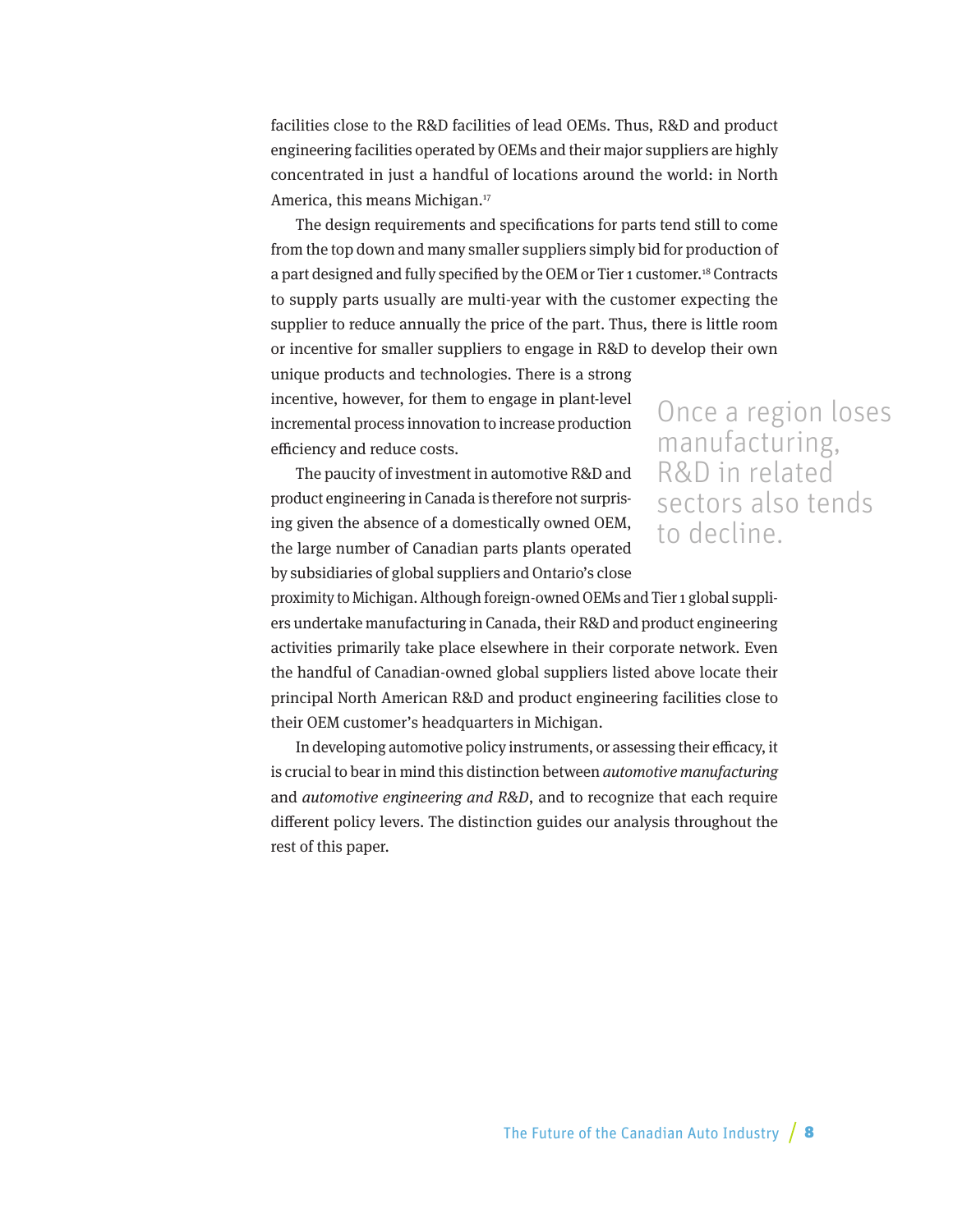facilities close to the R&D facilities of lead OEMs. Thus, R&D and product engineering facilities operated by OEMs and their major suppliers are highly concentrated in just a handful of locations around the world: in North America, this means Michigan.[17]

The design requirements and specifications for parts tend still to come from the top down and many smaller suppliers simply bid for production of a part designed and fully specified by the OEM or Tier 1 customer.[18] Contracts to supply parts usually are multi-year with the customer expecting the supplier to reduce annually the price of the part. Thus, there is little room or incentive for smaller suppliers to engage in R&D to develop their own unique products and technologies. There is a strong incentive, however, for them to engage in plant-level incremental process innovation to increase production efficiency and reduce costs.

> Once a region loses manufacturing, R&D in related sectors also tends to decline.

The paucity of investment in automotive R&D and product engineering in Canada is therefore not surprising given the absence of a domestically owned OEM, the large number of Canadian parts plants operated by subsidiaries of global suppliers and Ontario's close proximity to Michigan. Although foreign-owned OEMs and Tier 1 global suppliers undertake manufacturing in Canada, their R&D and product engineering activities primarily take place elsewhere in their corporate network. Even the handful of Canadian-owned global suppliers listed above locate their principal North American R&D and product engineering facilities close to their OEM customer's headquarters in Michigan.

In developing automotive policy instruments, or assessing their efficacy, it is crucial to bear in mind this distinction between *automotive manufacturing* and *automotive engineering and R&D*, and to recognize that each require different policy levers. The distinction guides our analysis throughout the rest of this paper.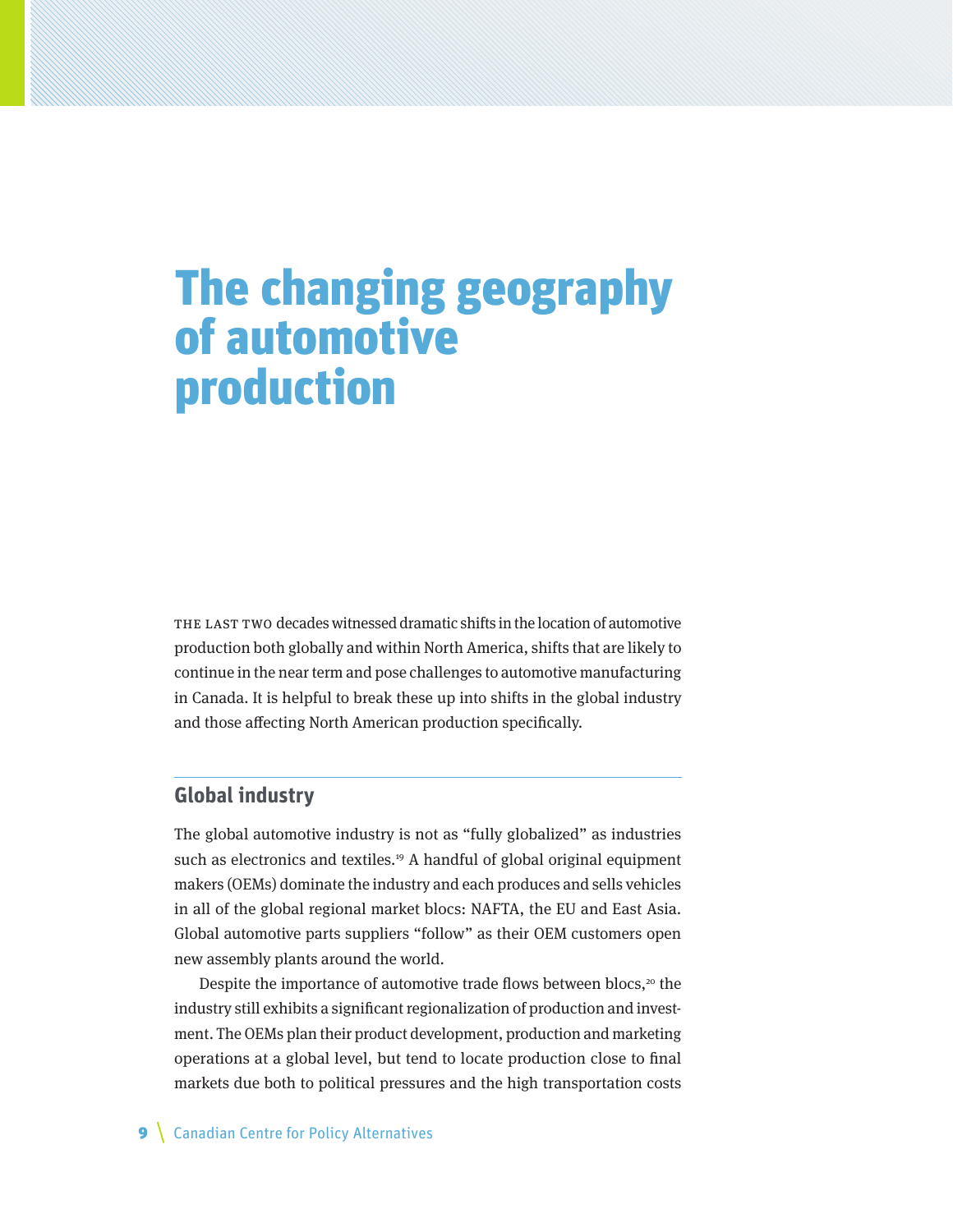# The changing geography of automotive production

THE LAST TWO decades witnessed dramatic shifts in the location of automotive production both globally and within North America, shifts that are likely to continue in the near term and pose challenges to automotive manufacturing in Canada. It is helpful to break these up into shifts in the global industry and those affecting North American production specifically.

## Global industry

The global automotive industry is not as "fully globalized" as industries such as electronics and textiles.[19] A handful of global original equipment makers (OEMs) dominate the industry and each produces and sells vehicles in all of the global regional market blocs: NAFTA, the EU and East Asia. Global automotive parts suppliers "follow" as their OEM customers open new assembly plants around the world.

Despite the importance of automotive trade flows between blocs,[20] the industry still exhibits a significant regionalization of production and investment. The OEMs plan their product development, production and marketing operations at a global level, but tend to locate production close to final markets due both to political pressures and the high transportation costs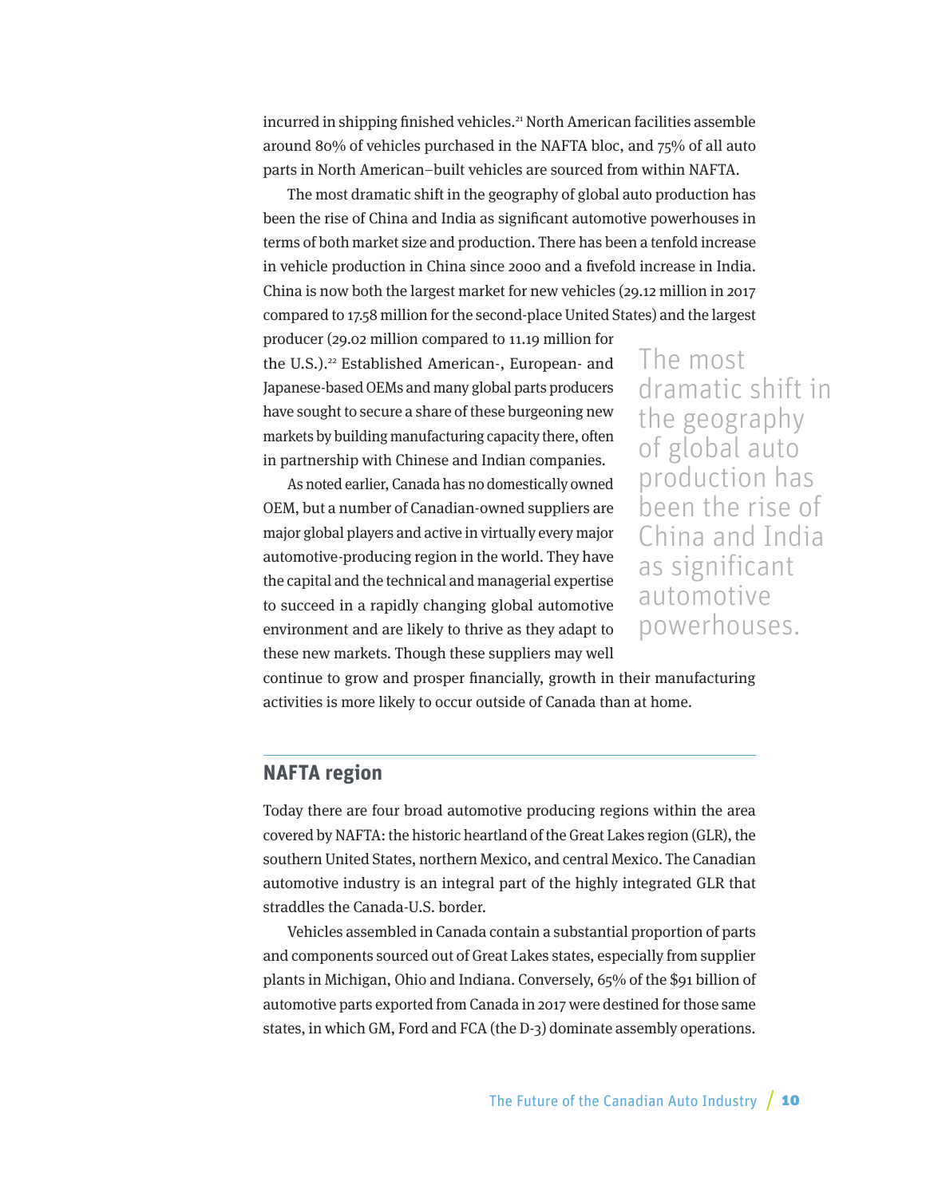incurred in shipping finished vehicles.[21] North American facilities assemble around 80% of vehicles purchased in the NAFTA bloc, and 75% of all auto parts in North American–built vehicles are sourced from within NAFTA.

The most dramatic shift in the geography of global auto production has been the rise of China and India as significant automotive powerhouses in terms of both market size and production. There has been a tenfold increase in vehicle production in China since 2000 and a fivefold increase in India. China is now both the largest market for new vehicles (29.12 million in 2017 compared to 17.58 million for the second-place United States) and the largest producer (29.02 million compared to 11.19 million for the U.S.).[22] Established American-, European- and Japanese-based OEMs and many global parts producers have sought to secure a share of these burgeoning new markets by building manufacturing capacity there, often in partnership with Chinese and Indian companies.

> The most dramatic shift in the geography of global auto production has been the rise of China and India as significant automotive powerhouses.

As noted earlier, Canada has no domestically owned OEM, but a number of Canadian-owned suppliers are major global players and active in virtually every major automotive-producing region in the world. They have the capital and the technical and managerial expertise to succeed in a rapidly changing global automotive environment and are likely to thrive as they adapt to these new markets. Though these suppliers may well continue to grow and prosper financially, growth in their manufacturing activities is more likely to occur outside of Canada than at home.

## NAFTA region

Today there are four broad automotive producing regions within the area covered by NAFTA: the historic heartland of the Great Lakes region (GLR), the southern United States, northern Mexico, and central Mexico. The Canadian automotive industry is an integral part of the highly integrated GLR that straddles the Canada-U.S. border.

Vehicles assembled in Canada contain a substantial proportion of parts and components sourced out of Great Lakes states, especially from supplier plants in Michigan, Ohio and Indiana. Conversely, 65% of the $91 billion of automotive parts exported from Canada in 2017 were destined for those same states, in which GM, Ford and FCA (the D-3) dominate assembly operations.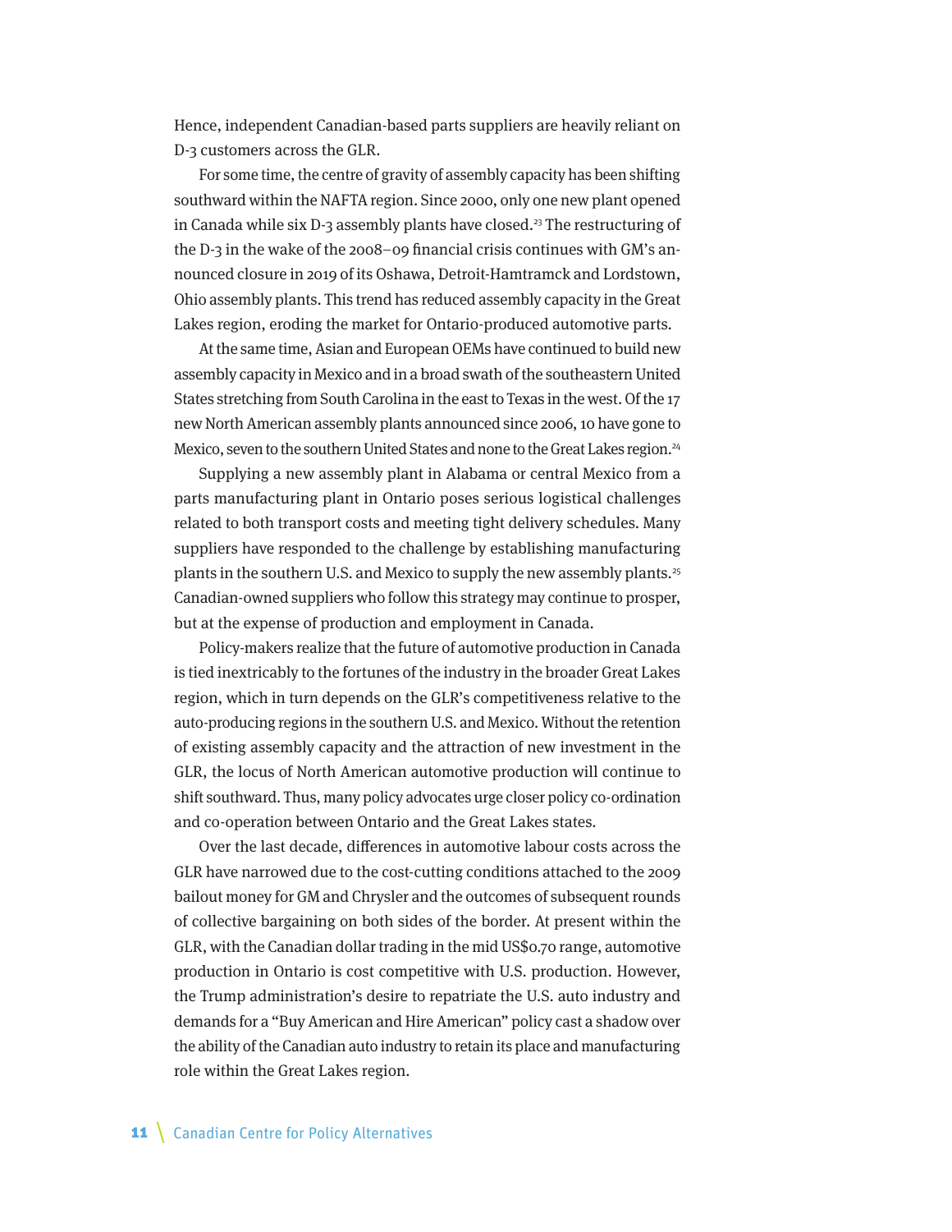Hence, independent Canadian-based parts suppliers are heavily reliant on D-3 customers across the GLR.

For some time, the centre of gravity of assembly capacity has been shifting southward within the NAFTA region. Since 2000, only one new plant opened in Canada while six D-3 assembly plants have closed.[23] The restructuring of the D-3 in the wake of the 2008–09 financial crisis continues with GM's announced closure in 2019 of its Oshawa, Detroit-Hamtramck and Lordstown, Ohio assembly plants. This trend has reduced assembly capacity in the Great Lakes region, eroding the market for Ontario-produced automotive parts.

At the same time, Asian and European OEMs have continued to build new assembly capacity in Mexico and in a broad swath of the southeastern United States stretching from South Carolina in the east to Texas in the west. Of the 17 new North American assembly plants announced since 2006, 10 have gone to Mexico, seven to the southern United States and none to the Great Lakes region.[24]

Supplying a new assembly plant in Alabama or central Mexico from a parts manufacturing plant in Ontario poses serious logistical challenges related to both transport costs and meeting tight delivery schedules. Many suppliers have responded to the challenge by establishing manufacturing plants in the southern U.S. and Mexico to supply the new assembly plants.[25] Canadian-owned suppliers who follow this strategy may continue to prosper, but at the expense of production and employment in Canada.

Policy-makers realize that the future of automotive production in Canada is tied inextricably to the fortunes of the industry in the broader Great Lakes region, which in turn depends on the GLR's competitiveness relative to the auto-producing regions in the southern U.S. and Mexico. Without the retention of existing assembly capacity and the attraction of new investment in the GLR, the locus of North American automotive production will continue to shift southward. Thus, many policy advocates urge closer policy co-ordination and co-operation between Ontario and the Great Lakes states.

Over the last decade, differences in automotive labour costs across the GLR have narrowed due to the cost-cutting conditions attached to the 2009 bailout money for GM and Chrysler and the outcomes of subsequent rounds of collective bargaining on both sides of the border. At present within the GLR, with the Canadian dollar trading in the mid US$0.70 range, automotive production in Ontario is cost competitive with U.S. production. However, the Trump administration's desire to repatriate the U.S. auto industry and demands for a "Buy American and Hire American" policy cast a shadow over the ability of the Canadian auto industry to retain its place and manufacturing role within the Great Lakes region.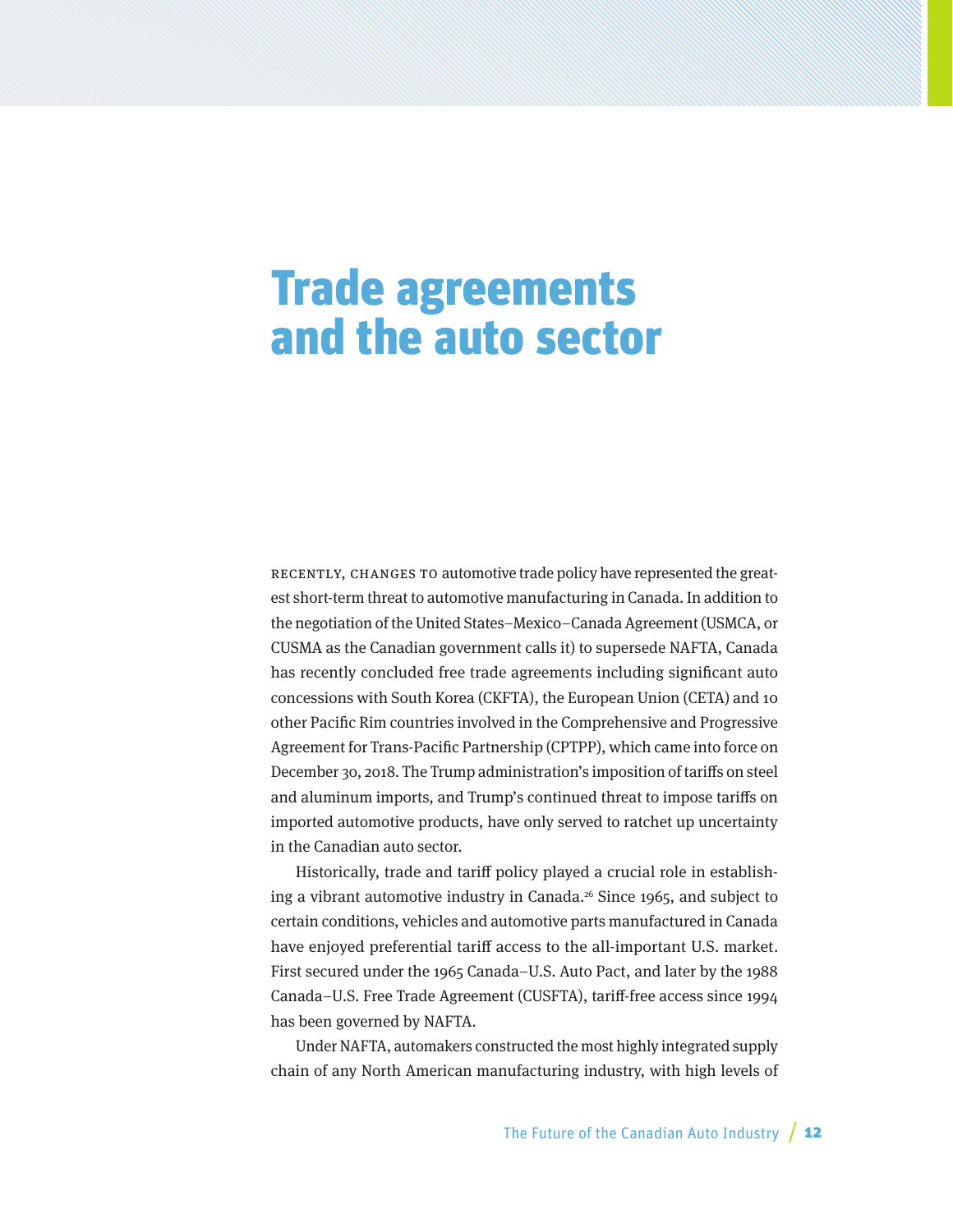# Trade agreements and the auto sector

RECENTLY, CHANGES TO automotive trade policy have represented the greatest short-term threat to automotive manufacturing in Canada. In addition to the negotiation of the United States–Mexico–Canada Agreement (USMCA, or CUSMA as the Canadian government calls it) to supersede NAFTA, Canada has recently concluded free trade agreements including significant auto concessions with South Korea (CKFTA), the European Union (CETA) and 10 other Pacific Rim countries involved in the Comprehensive and Progressive Agreement for Trans-Pacific Partnership (CPTPP), which came into force on December 30, 2018. The Trump administration's imposition of tariffs on steel and aluminum imports, and Trump's continued threat to impose tariffs on imported automotive products, have only served to ratchet up uncertainty in the Canadian auto sector.

Historically, trade and tariff policy played a crucial role in establishing a vibrant automotive industry in Canada.[26] Since 1965, and subject to certain conditions, vehicles and automotive parts manufactured in Canada have enjoyed preferential tariff access to the all-important U.S. market. First secured under the 1965 Canada–U.S. Auto Pact, and later by the 1988 Canada–U.S. Free Trade Agreement (CUSFTA), tariff-free access since 1994 has been governed by NAFTA.

Under NAFTA, automakers constructed the most highly integrated supply chain of any North American manufacturing industry, with high levels of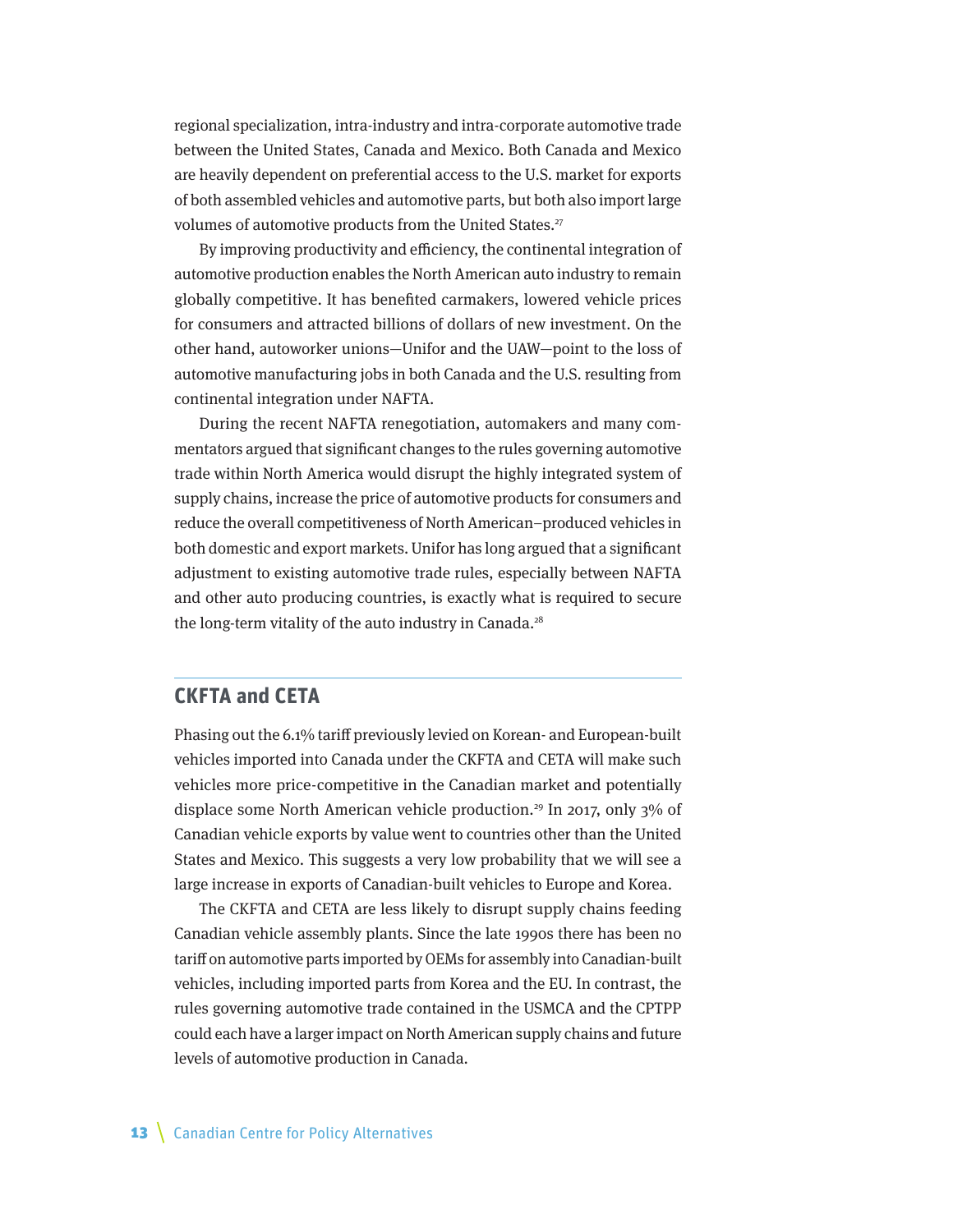regional specialization, intra-industry and intra-corporate automotive trade between the United States, Canada and Mexico. Both Canada and Mexico are heavily dependent on preferential access to the U.S. market for exports of both assembled vehicles and automotive parts, but both also import large volumes of automotive products from the United States.[27]

By improving productivity and efficiency, the continental integration of automotive production enables the North American auto industry to remain globally competitive. It has benefited carmakers, lowered vehicle prices for consumers and attracted billions of dollars of new investment. On the other hand, autoworker unions—Unifor and the UAW—point to the loss of automotive manufacturing jobs in both Canada and the U.S. resulting from continental integration under NAFTA.

During the recent NAFTA renegotiation, automakers and many commentators argued that significant changes to the rules governing automotive trade within North America would disrupt the highly integrated system of supply chains, increase the price of automotive products for consumers and reduce the overall competitiveness of North American–produced vehicles in both domestic and export markets. Unifor has long argued that a significant adjustment to existing automotive trade rules, especially between NAFTA and other auto producing countries, is exactly what is required to secure the long-term vitality of the auto industry in Canada.[28]

## CKFTA and CETA

Phasing out the 6.1% tariff previously levied on Korean- and European-built vehicles imported into Canada under the CKFTA and CETA will make such vehicles more price-competitive in the Canadian market and potentially displace some North American vehicle production.[29] In 2017, only 3% of Canadian vehicle exports by value went to countries other than the United States and Mexico. This suggests a very low probability that we will see a large increase in exports of Canadian-built vehicles to Europe and Korea.

The CKFTA and CETA are less likely to disrupt supply chains feeding Canadian vehicle assembly plants. Since the late 1990s there has been no tariff on automotive parts imported by OEMs for assembly into Canadian-built vehicles, including imported parts from Korea and the EU. In contrast, the rules governing automotive trade contained in the USMCA and the CPTPP could each have a larger impact on North American supply chains and future levels of automotive production in Canada.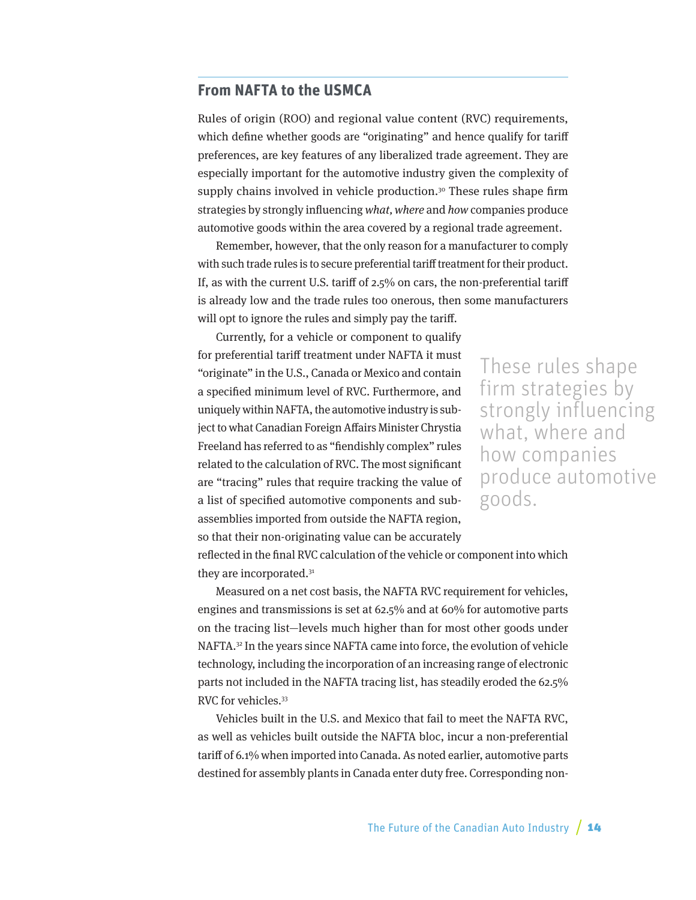## From NAFTA to the USMCA

Rules of origin (ROO) and regional value content (RVC) requirements, which define whether goods are "originating" and hence qualify for tariff preferences, are key features of any liberalized trade agreement. They are especially important for the automotive industry given the complexity of supply chains involved in vehicle production.[30] These rules shape firm strategies by strongly influencing *what*, *where* and *how* companies produce automotive goods within the area covered by a regional trade agreement.

Remember, however, that the only reason for a manufacturer to comply with such trade rules is to secure preferential tariff treatment for their product. If, as with the current U.S. tariff of 2.5% on cars, the non-preferential tariff is already low and the trade rules too onerous, then some manufacturers will opt to ignore the rules and simply pay the tariff.

Currently, for a vehicle or component to qualify for preferential tariff treatment under NAFTA it must "originate" in the U.S., Canada or Mexico and contain a specified minimum level of RVC. Furthermore, and uniquely within NAFTA, the automotive industry is subject to what Canadian Foreign Affairs Minister Chrystia Freeland has referred to as "fiendishly complex" rules related to the calculation of RVC. The most significant are "tracing" rules that require tracking the value of a list of specified automotive components and subassemblies imported from outside the NAFTA region, so that their non-originating value can be accurately reflected in the final RVC calculation of the vehicle or component into which they are incorporated.[31]

> These rules shape firm strategies by strongly influencing what, where and how companies produce automotive goods.

Measured on a net cost basis, the NAFTA RVC requirement for vehicles, engines and transmissions is set at 62.5% and at 60% for automotive parts on the tracing list—levels much higher than for most other goods under NAFTA.[32] In the years since NAFTA came into force, the evolution of vehicle technology, including the incorporation of an increasing range of electronic parts not included in the NAFTA tracing list, has steadily eroded the 62.5% RVC for vehicles.[33]

Vehicles built in the U.S. and Mexico that fail to meet the NAFTA RVC, as well as vehicles built outside the NAFTA bloc, incur a non-preferential tariff of 6.1% when imported into Canada. As noted earlier, automotive parts destined for assembly plants in Canada enter duty free. Corresponding non-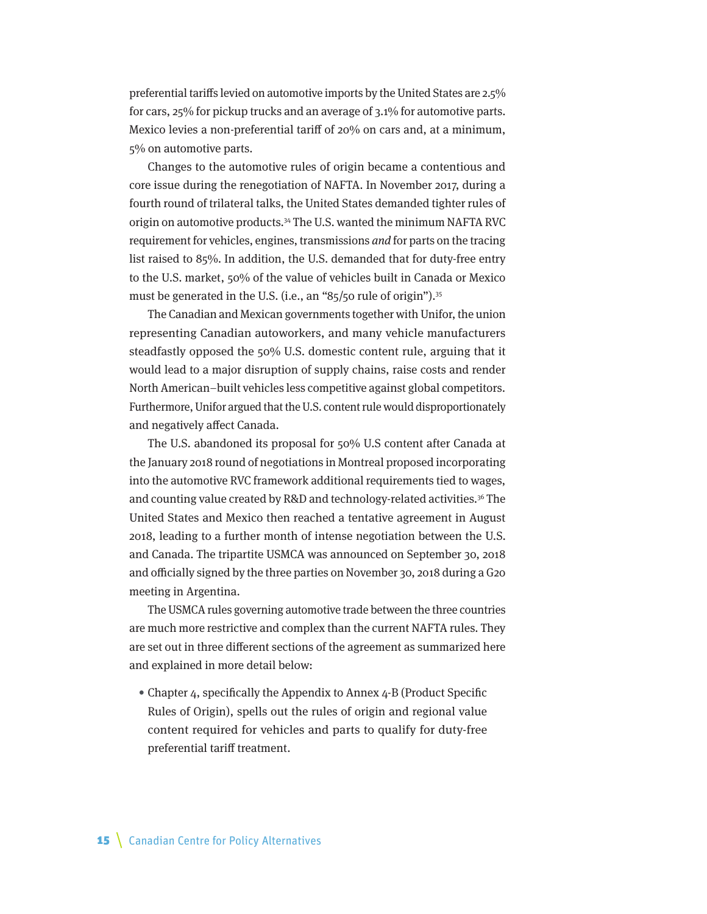preferential tariffs levied on automotive imports by the United States are 2.5% for cars, 25% for pickup trucks and an average of 3.1% for automotive parts. Mexico levies a non-preferential tariff of 20% on cars and, at a minimum, 5% on automotive parts.

Changes to the automotive rules of origin became a contentious and core issue during the renegotiation of NAFTA. In November 2017, during a fourth round of trilateral talks, the United States demanded tighter rules of origin on automotive products.[34] The U.S. wanted the minimum NAFTA RVC requirement for vehicles, engines, transmissions *and* for parts on the tracing list raised to 85%. In addition, the U.S. demanded that for duty-free entry to the U.S. market, 50% of the value of vehicles built in Canada or Mexico must be generated in the U.S. (i.e., an "85/50 rule of origin").[35]

The Canadian and Mexican governments together with Unifor, the union representing Canadian autoworkers, and many vehicle manufacturers steadfastly opposed the 50% U.S. domestic content rule, arguing that it would lead to a major disruption of supply chains, raise costs and render North American–built vehicles less competitive against global competitors. Furthermore, Unifor argued that the U.S. content rule would disproportionately and negatively affect Canada.

The U.S. abandoned its proposal for 50% U.S content after Canada at the January 2018 round of negotiations in Montreal proposed incorporating into the automotive RVC framework additional requirements tied to wages, and counting value created by R&D and technology-related activities.[36] The United States and Mexico then reached a tentative agreement in August 2018, leading to a further month of intense negotiation between the U.S. and Canada. The tripartite USMCA was announced on September 30, 2018 and officially signed by the three parties on November 30, 2018 during a G20 meeting in Argentina.

The USMCA rules governing automotive trade between the three countries are much more restrictive and complex than the current NAFTA rules. They are set out in three different sections of the agreement as summarized here and explained in more detail below:

- Chapter 4, specifically the Appendix to Annex 4-B (Product Specific Rules of Origin), spells out the rules of origin and regional value content required for vehicles and parts to qualify for duty-free preferential tariff treatment.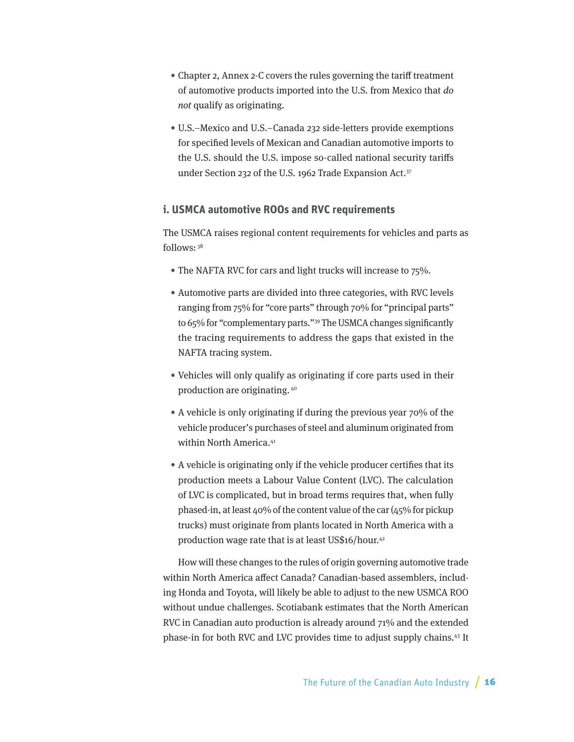- Chapter 2, Annex 2-C covers the rules governing the tariff treatment of automotive products imported into the U.S. from Mexico that *do not* qualify as originating.
- U.S.–Mexico and U.S.–Canada 232 side-letters provide exemptions for specified levels of Mexican and Canadian automotive imports to the U.S. should the U.S. impose so-called national security tariffs under Section 232 of the U.S. 1962 Trade Expansion Act.[37]

### i. USMCA automotive ROOs and RVC requirements

The USMCA raises regional content requirements for vehicles and parts as follows: [38]

- The NAFTA RVC for cars and light trucks will increase to 75%.
- Automotive parts are divided into three categories, with RVC levels ranging from 75% for "core parts" through 70% for "principal parts" to 65% for "complementary parts."[39] The USMCA changes significantly the tracing requirements to address the gaps that existed in the NAFTA tracing system.
- Vehicles will only qualify as originating if core parts used in their production are originating. [40]
- A vehicle is only originating if during the previous year 70% of the vehicle producer's purchases of steel and aluminum originated from within North America.[41]
- A vehicle is originating only if the vehicle producer certifies that its production meets a Labour Value Content (LVC). The calculation of LVC is complicated, but in broad terms requires that, when fully phased-in, at least 40% of the content value of the car (45% for pickup trucks) must originate from plants located in North America with a production wage rate that is at least US$16/hour.[42]

How will these changes to the rules of origin governing automotive trade within North America affect Canada? Canadian-based assemblers, including Honda and Toyota, will likely be able to adjust to the new USMCA ROO without undue challenges. Scotiabank estimates that the North American RVC in Canadian auto production is already around 71% and the extended phase-in for both RVC and LVC provides time to adjust supply chains.[43] It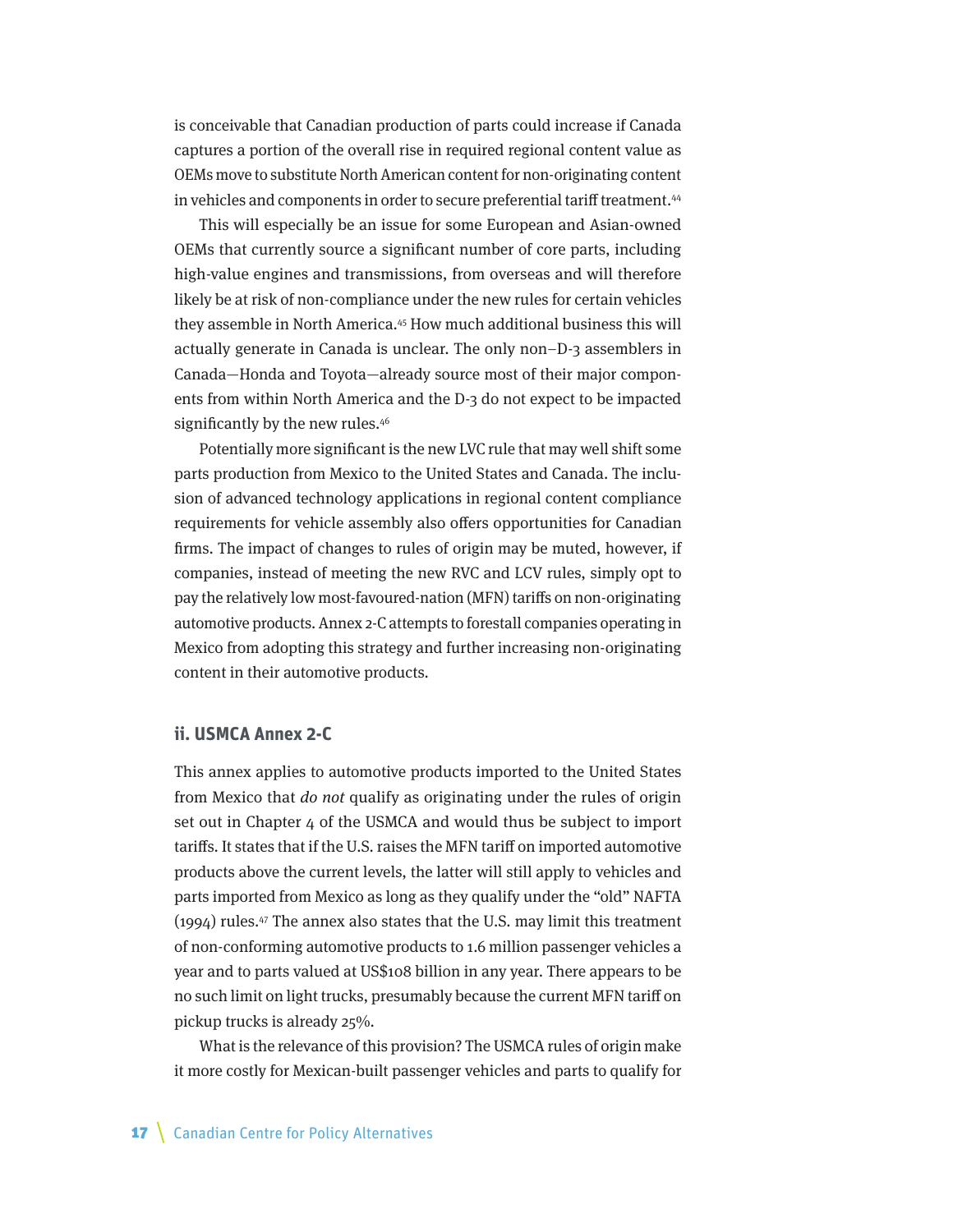is conceivable that Canadian production of parts could increase if Canada captures a portion of the overall rise in required regional content value as OEMs move to substitute North American content for non-originating content in vehicles and components in order to secure preferential tariff treatment.[44]

This will especially be an issue for some European and Asian-owned OEMs that currently source a significant number of core parts, including high-value engines and transmissions, from overseas and will therefore likely be at risk of non-compliance under the new rules for certain vehicles they assemble in North America.[45] How much additional business this will actually generate in Canada is unclear. The only non–D-3 assemblers in Canada—Honda and Toyota—already source most of their major components from within North America and the D-3 do not expect to be impacted significantly by the new rules.[46]

Potentially more significant is the new LVC rule that may well shift some parts production from Mexico to the United States and Canada. The inclusion of advanced technology applications in regional content compliance requirements for vehicle assembly also offers opportunities for Canadian firms. The impact of changes to rules of origin may be muted, however, if companies, instead of meeting the new RVC and LCV rules, simply opt to pay the relatively low most-favoured-nation (MFN) tariffs on non-originating automotive products. Annex 2-C attempts to forestall companies operating in Mexico from adopting this strategy and further increasing non-originating content in their automotive products.

### ii. USMCA Annex 2-C

This annex applies to automotive products imported to the United States from Mexico that *do not* qualify as originating under the rules of origin set out in Chapter 4 of the USMCA and would thus be subject to import tariffs. It states that if the U.S. raises the MFN tariff on imported automotive products above the current levels, the latter will still apply to vehicles and parts imported from Mexico as long as they qualify under the "old" NAFTA (1994) rules.[47] The annex also states that the U.S. may limit this treatment of non-conforming automotive products to 1.6 million passenger vehicles a year and to parts valued at US$108 billion in any year. There appears to be no such limit on light trucks, presumably because the current MFN tariff on pickup trucks is already 25%.

What is the relevance of this provision? The USMCA rules of origin make it more costly for Mexican-built passenger vehicles and parts to qualify for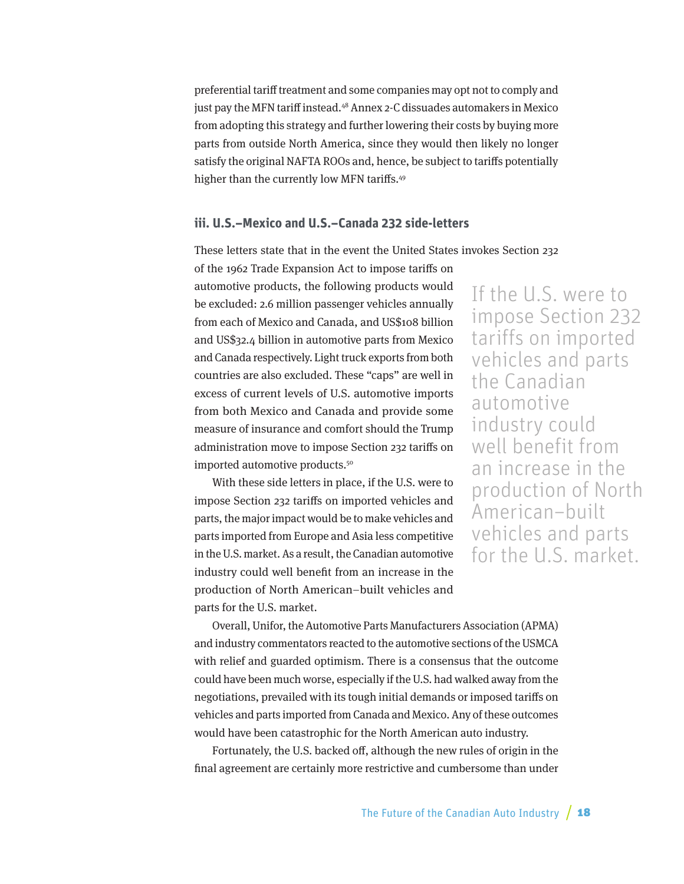preferential tariff treatment and some companies may opt not to comply and just pay the MFN tariff instead.[48] Annex 2-C dissuades automakers in Mexico from adopting this strategy and further lowering their costs by buying more parts from outside North America, since they would then likely no longer satisfy the original NAFTA ROOs and, hence, be subject to tariffs potentially higher than the currently low MFN tariffs.[49]

### iii. U.S.–Mexico and U.S.–Canada 232 side-letters

These letters state that in the event the United States invokes Section 232 of the 1962 Trade Expansion Act to impose tariffs on automotive products, the following products would be excluded: 2.6 million passenger vehicles annually from each of Mexico and Canada, and US$108 billion and US$32.4 billion in automotive parts from Mexico and Canada respectively. Light truck exports from both countries are also excluded. These "caps" are well in excess of current levels of U.S. automotive imports from both Mexico and Canada and provide some measure of insurance and comfort should the Trump administration move to impose Section 232 tariffs on imported automotive products.[50]

With these side letters in place, if the U.S. were to impose Section 232 tariffs on imported vehicles and parts, the major impact would be to make vehicles and parts imported from Europe and Asia less competitive in the U.S. market. As a result, the Canadian automotive industry could well benefit from an increase in the production of North American–built vehicles and parts for the U.S. market.

> If the U.S. were to impose Section 232 tariffs on imported vehicles and parts the Canadian automotive industry could well benefit from an increase in the production of North American–built vehicles and parts for the U.S. market.

Overall, Unifor, the Automotive Parts Manufacturers Association (APMA) and industry commentators reacted to the automotive sections of the USMCA with relief and guarded optimism. There is a consensus that the outcome could have been much worse, especially if the U.S. had walked away from the negotiations, prevailed with its tough initial demands or imposed tariffs on vehicles and parts imported from Canada and Mexico. Any of these outcomes would have been catastrophic for the North American auto industry.

Fortunately, the U.S. backed off, although the new rules of origin in the final agreement are certainly more restrictive and cumbersome than under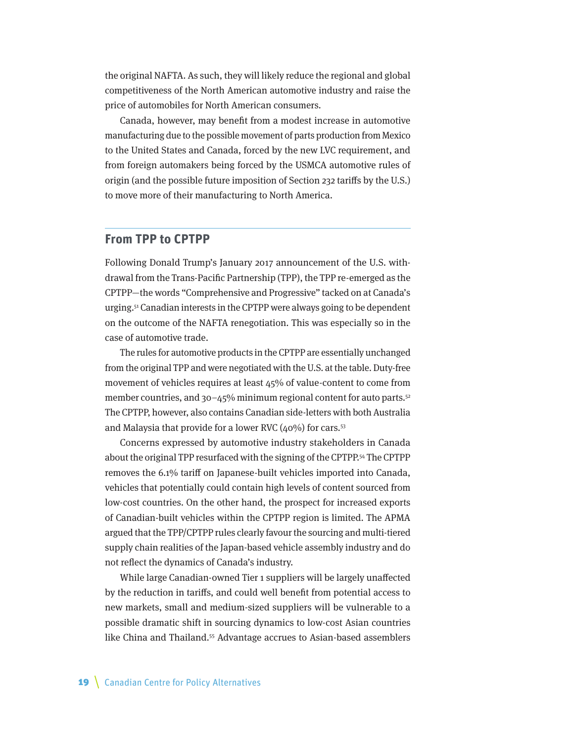the original NAFTA. As such, they will likely reduce the regional and global competitiveness of the North American automotive industry and raise the price of automobiles for North American consumers.

Canada, however, may benefit from a modest increase in automotive manufacturing due to the possible movement of parts production from Mexico to the United States and Canada, forced by the new LVC requirement, and from foreign automakers being forced by the USMCA automotive rules of origin (and the possible future imposition of Section 232 tariffs by the U.S.) to move more of their manufacturing to North America.

## From TPP to CPTPP

Following Donald Trump's January 2017 announcement of the U.S. withdrawal from the Trans-Pacific Partnership (TPP), the TPP re-emerged as the CPTPP—the words "Comprehensive and Progressive" tacked on at Canada's urging.[51] Canadian interests in the CPTPP were always going to be dependent on the outcome of the NAFTA renegotiation. This was especially so in the case of automotive trade.

The rules for automotive products in the CPTPP are essentially unchanged from the original TPP and were negotiated with the U.S. at the table. Duty-free movement of vehicles requires at least 45% of value-content to come from member countries, and 30–45% minimum regional content for auto parts.[52] The CPTPP, however, also contains Canadian side-letters with both Australia and Malaysia that provide for a lower RVC (40%) for cars.[53]

Concerns expressed by automotive industry stakeholders in Canada about the original TPP resurfaced with the signing of the CPTPP.[54] The CPTPP removes the 6.1% tariff on Japanese-built vehicles imported into Canada, vehicles that potentially could contain high levels of content sourced from low-cost countries. On the other hand, the prospect for increased exports of Canadian-built vehicles within the CPTPP region is limited. The APMA argued that the TPP/CPTPP rules clearly favour the sourcing and multi-tiered supply chain realities of the Japan-based vehicle assembly industry and do not reflect the dynamics of Canada's industry.

While large Canadian-owned Tier 1 suppliers will be largely unaffected by the reduction in tariffs, and could well benefit from potential access to new markets, small and medium-sized suppliers will be vulnerable to a possible dramatic shift in sourcing dynamics to low-cost Asian countries like China and Thailand.[55] Advantage accrues to Asian-based assemblers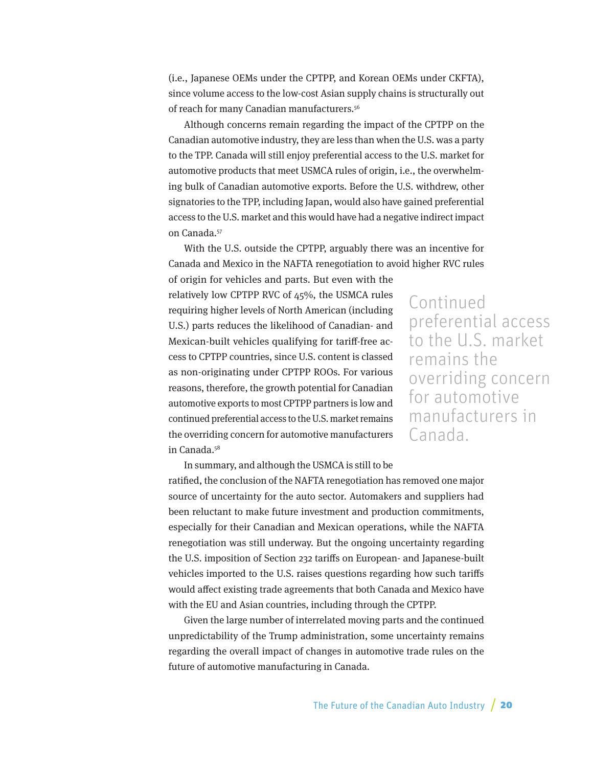(i.e., Japanese OEMs under the CPTPP, and Korean OEMs under CKFTA), since volume access to the low-cost Asian supply chains is structurally out of reach for many Canadian manufacturers.[56]

Although concerns remain regarding the impact of the CPTPP on the Canadian automotive industry, they are less than when the U.S. was a party to the TPP. Canada will still enjoy preferential access to the U.S. market for automotive products that meet USMCA rules of origin, i.e., the overwhelming bulk of Canadian automotive exports. Before the U.S. withdrew, other signatories to the TPP, including Japan, would also have gained preferential access to the U.S. market and this would have had a negative indirect impact on Canada.[57]

With the U.S. outside the CPTPP, arguably there was an incentive for Canada and Mexico in the NAFTA renegotiation to avoid higher RVC rules of origin for vehicles and parts. But even with the relatively low CPTPP RVC of 45%, the USMCA rules requiring higher levels of North American (including U.S.) parts reduces the likelihood of Canadian- and Mexican-built vehicles qualifying for tariff-free access to CPTPP countries, since U.S. content is classed as non-originating under CPTPP ROOs. For various reasons, therefore, the growth potential for Canadian automotive exports to most CPTPP partners is low and continued preferential access to the U.S. market remains the overriding concern for automotive manufacturers in Canada.[58]

> Continued preferential access to the U.S. market remains the overriding concern for automotive manufacturers in Canada.

In summary, and although the USMCA is still to be ratified, the conclusion of the NAFTA renegotiation has removed one major source of uncertainty for the auto sector. Automakers and suppliers had been reluctant to make future investment and production commitments, especially for their Canadian and Mexican operations, while the NAFTA renegotiation was still underway. But the ongoing uncertainty regarding the U.S. imposition of Section 232 tariffs on European- and Japanese-built vehicles imported to the U.S. raises questions regarding how such tariffs would affect existing trade agreements that both Canada and Mexico have with the EU and Asian countries, including through the CPTPP.

Given the large number of interrelated moving parts and the continued unpredictability of the Trump administration, some uncertainty remains regarding the overall impact of changes in automotive trade rules on the future of automotive manufacturing in Canada.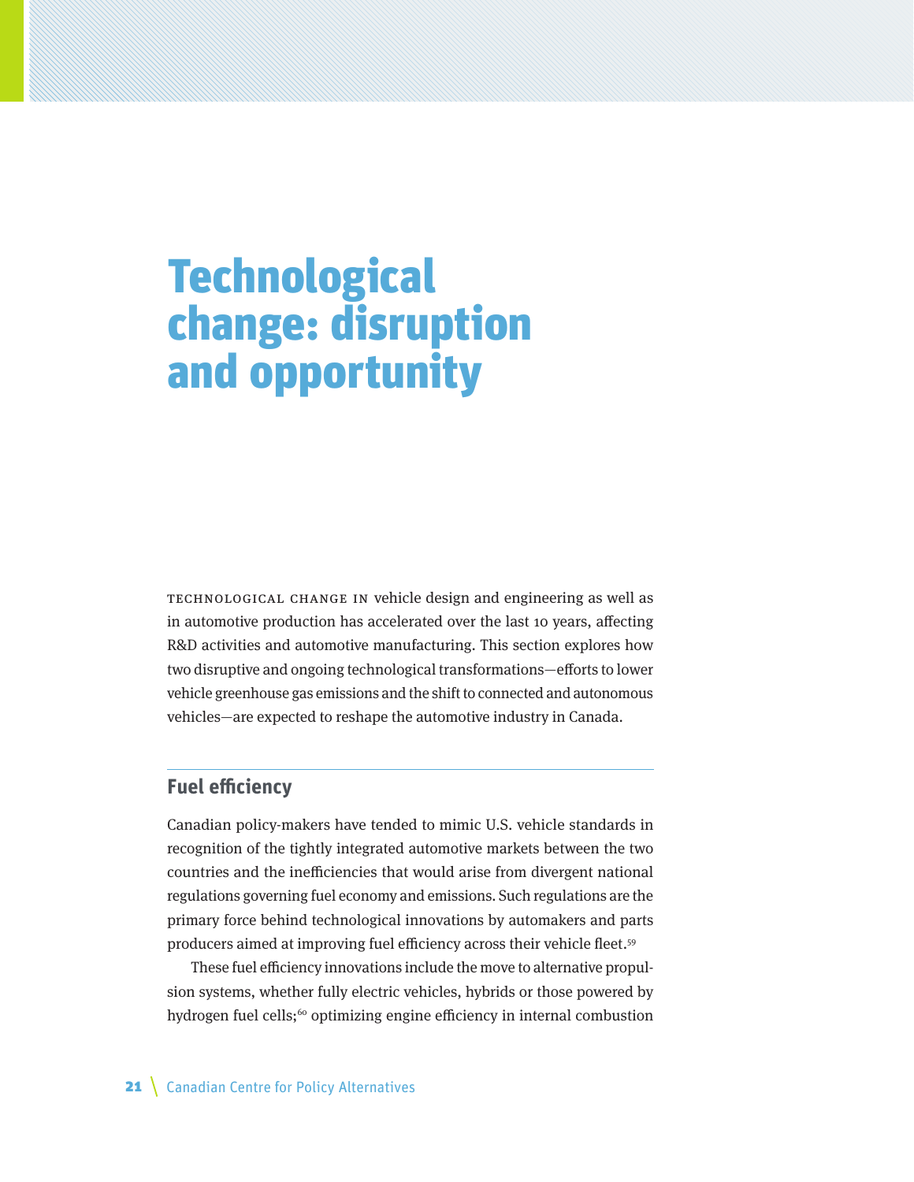# Technological change: disruption and opportunity

Technological change in vehicle design and engineering as well as in automotive production has accelerated over the last 10 years, affecting R&D activities and automotive manufacturing. This section explores how two disruptive and ongoing technological transformations—efforts to lower vehicle greenhouse gas emissions and the shift to connected and autonomous vehicles—are expected to reshape the automotive industry in Canada.

## Fuel efficiency

Canadian policy-makers have tended to mimic U.S. vehicle standards in recognition of the tightly integrated automotive markets between the two countries and the inefficiencies that would arise from divergent national regulations governing fuel economy and emissions. Such regulations are the primary force behind technological innovations by automakers and parts producers aimed at improving fuel efficiency across their vehicle fleet.[59]

These fuel efficiency innovations include the move to alternative propulsion systems, whether fully electric vehicles, hybrids or those powered by hydrogen fuel cells;[60] optimizing engine efficiency in internal combustion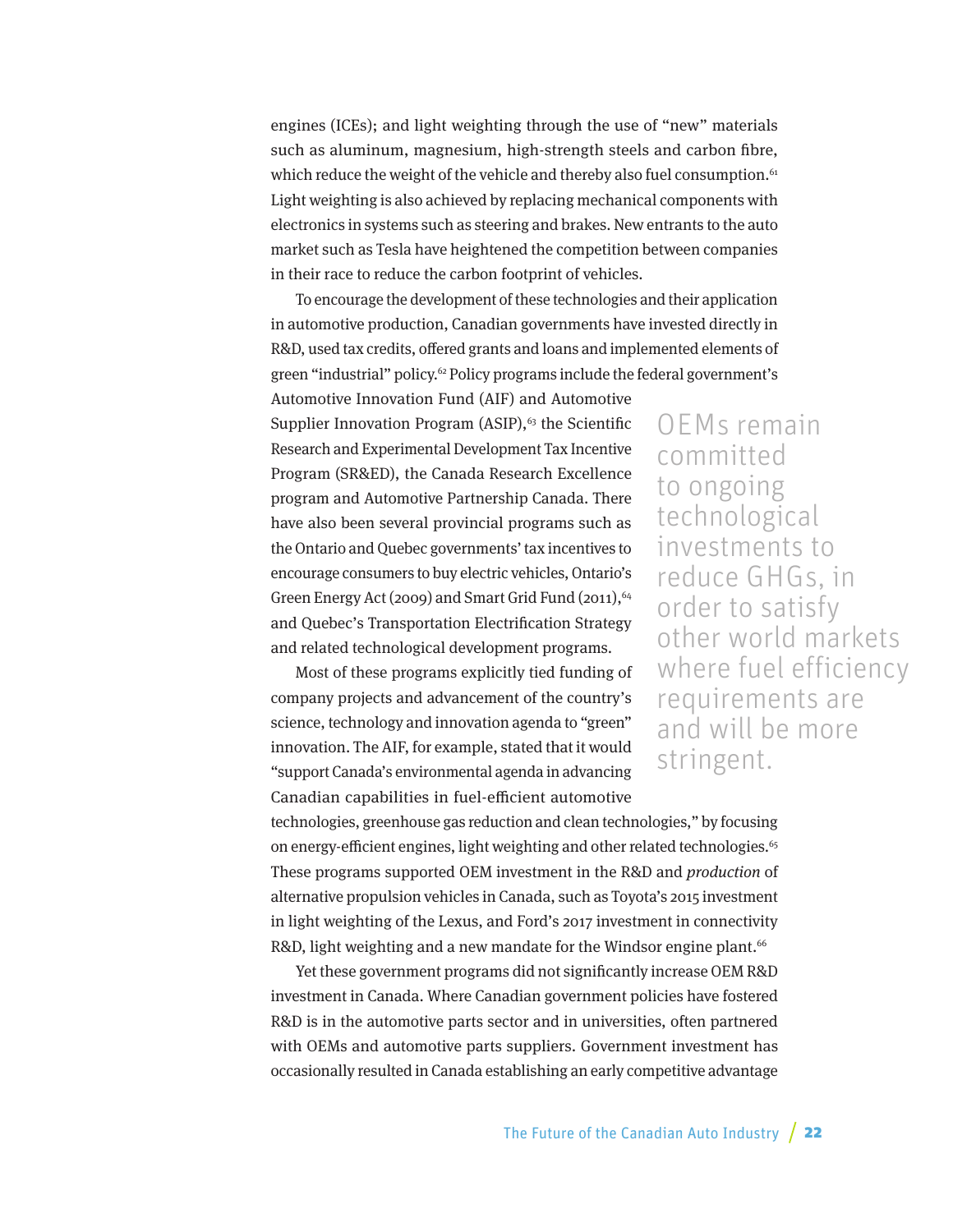engines (ICEs); and light weighting through the use of "new" materials such as aluminum, magnesium, high-strength steels and carbon fibre, which reduce the weight of the vehicle and thereby also fuel consumption.[61] Light weighting is also achieved by replacing mechanical components with electronics in systems such as steering and brakes. New entrants to the auto market such as Tesla have heightened the competition between companies in their race to reduce the carbon footprint of vehicles.

To encourage the development of these technologies and their application in automotive production, Canadian governments have invested directly in R&D, used tax credits, offered grants and loans and implemented elements of green "industrial" policy.[62] Policy programs include the federal government's Automotive Innovation Fund (AIF) and Automotive Supplier Innovation Program (ASIP),[63] the Scientific Research and Experimental Development Tax Incentive Program (SR&ED), the Canada Research Excellence program and Automotive Partnership Canada. There have also been several provincial programs such as the Ontario and Quebec governments' tax incentives to encourage consumers to buy electric vehicles, Ontario's Green Energy Act (2009) and Smart Grid Fund (2011),[64] and Quebec's Transportation Electrification Strategy and related technological development programs.

> OEMs remain committed to ongoing technological investments to reduce GHGs, in order to satisfy other world markets where fuel efficiency requirements are and will be more stringent.

Most of these programs explicitly tied funding of company projects and advancement of the country's science, technology and innovation agenda to "green" innovation. The AIF, for example, stated that it would "support Canada's environmental agenda in advancing Canadian capabilities in fuel-efficient automotive technologies, greenhouse gas reduction and clean technologies," by focusing on energy-efficient engines, light weighting and other related technologies.[65] These programs supported OEM investment in the R&D and *production* of alternative propulsion vehicles in Canada, such as Toyota's 2015 investment in light weighting of the Lexus, and Ford's 2017 investment in connectivity R&D, light weighting and a new mandate for the Windsor engine plant.[66]

Yet these government programs did not significantly increase OEM R&D investment in Canada. Where Canadian government policies have fostered R&D is in the automotive parts sector and in universities, often partnered with OEMs and automotive parts suppliers. Government investment has occasionally resulted in Canada establishing an early competitive advantage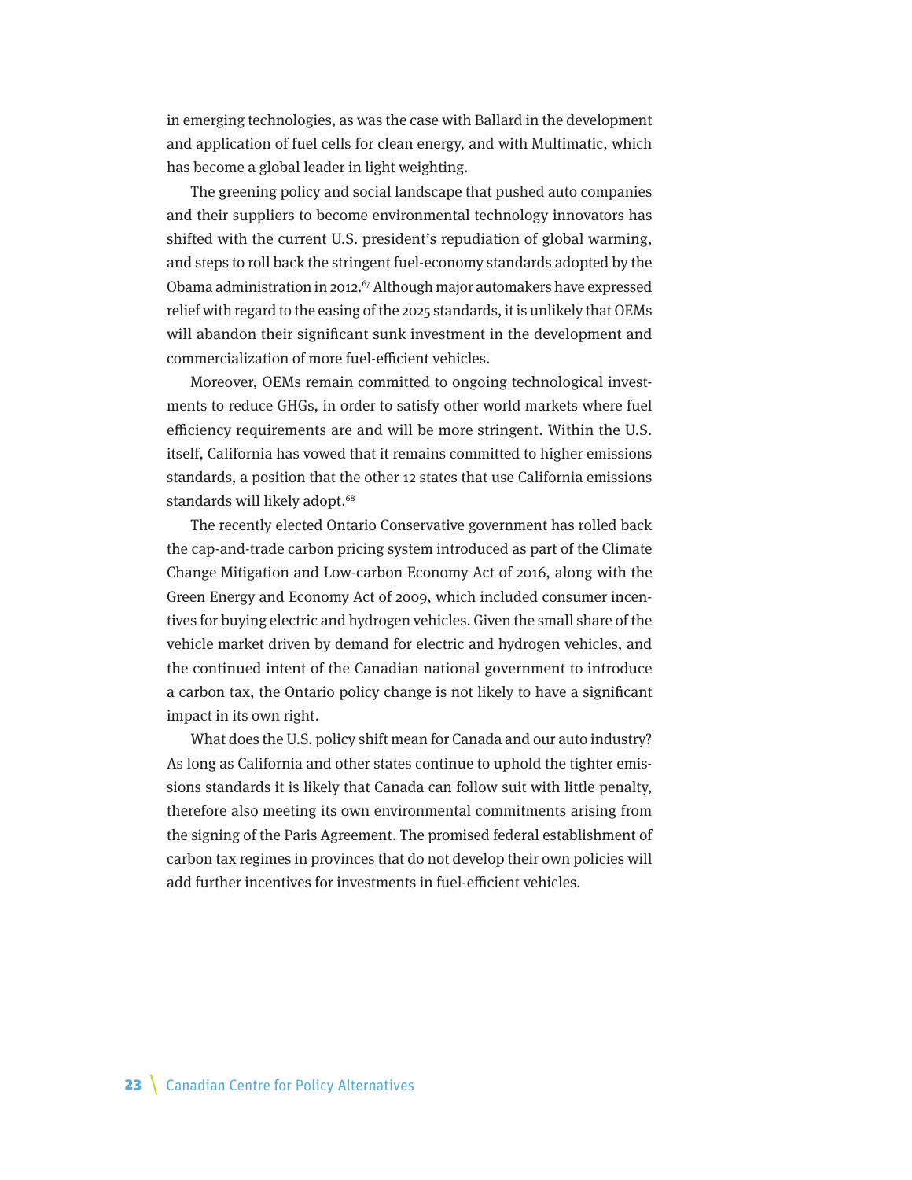in emerging technologies, as was the case with Ballard in the development and application of fuel cells for clean energy, and with Multimatic, which has become a global leader in light weighting.

The greening policy and social landscape that pushed auto companies and their suppliers to become environmental technology innovators has shifted with the current U.S. president's repudiation of global warming, and steps to roll back the stringent fuel-economy standards adopted by the Obama administration in 2012.[67] Although major automakers have expressed relief with regard to the easing of the 2025 standards, it is unlikely that OEMs will abandon their significant sunk investment in the development and commercialization of more fuel-efficient vehicles.

Moreover, OEMs remain committed to ongoing technological investments to reduce GHGs, in order to satisfy other world markets where fuel efficiency requirements are and will be more stringent. Within the U.S. itself, California has vowed that it remains committed to higher emissions standards, a position that the other 12 states that use California emissions standards will likely adopt.[68]

The recently elected Ontario Conservative government has rolled back the cap-and-trade carbon pricing system introduced as part of the Climate Change Mitigation and Low-carbon Economy Act of 2016, along with the Green Energy and Economy Act of 2009, which included consumer incentives for buying electric and hydrogen vehicles. Given the small share of the vehicle market driven by demand for electric and hydrogen vehicles, and the continued intent of the Canadian national government to introduce a carbon tax, the Ontario policy change is not likely to have a significant impact in its own right.

What does the U.S. policy shift mean for Canada and our auto industry? As long as California and other states continue to uphold the tighter emissions standards it is likely that Canada can follow suit with little penalty, therefore also meeting its own environmental commitments arising from the signing of the Paris Agreement. The promised federal establishment of carbon tax regimes in provinces that do not develop their own policies will add further incentives for investments in fuel-efficient vehicles.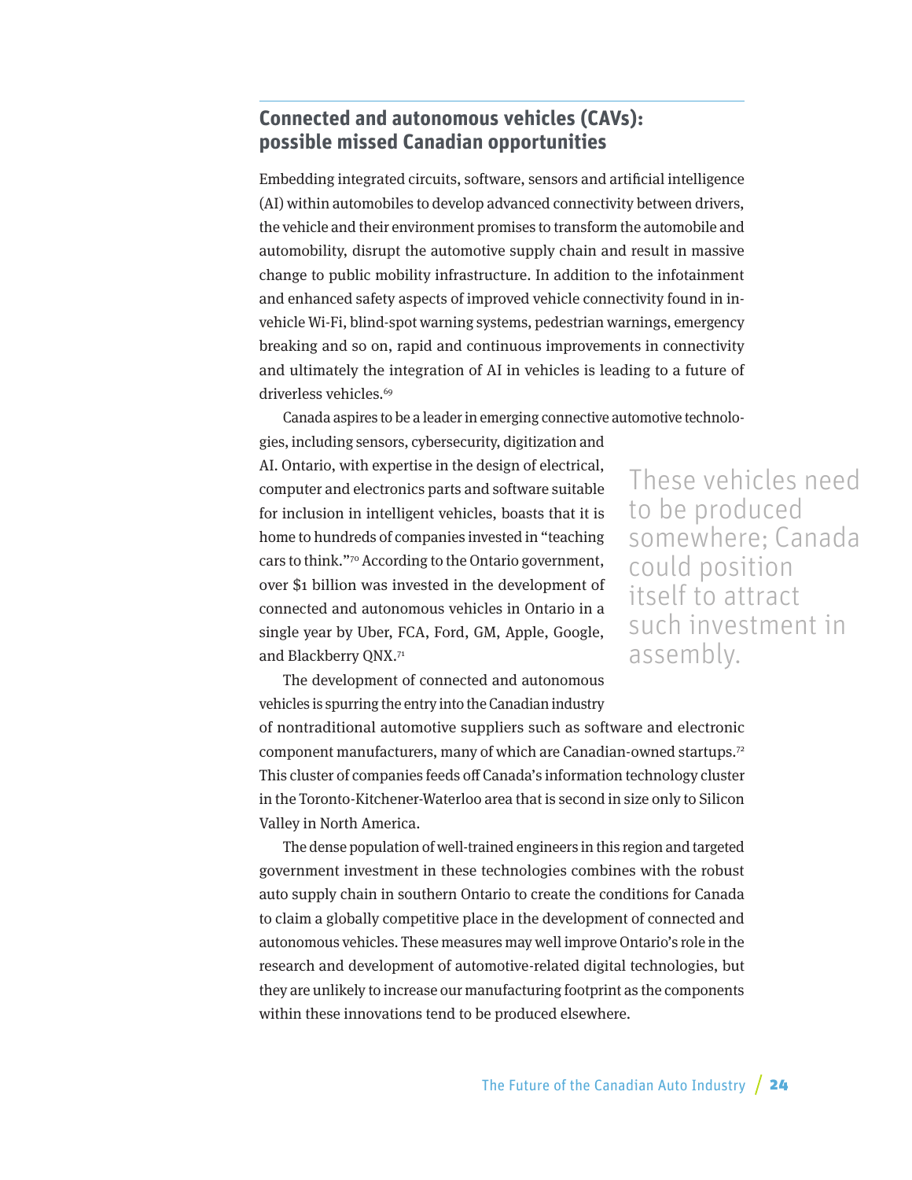## Connected and autonomous vehicles (CAVs): possible missed Canadian opportunities

Embedding integrated circuits, software, sensors and artificial intelligence (AI) within automobiles to develop advanced connectivity between drivers, the vehicle and their environment promises to transform the automobile and automobility, disrupt the automotive supply chain and result in massive change to public mobility infrastructure. In addition to the infotainment and enhanced safety aspects of improved vehicle connectivity found in in-vehicle Wi-Fi, blind-spot warning systems, pedestrian warnings, emergency breaking and so on, rapid and continuous improvements in connectivity and ultimately the integration of AI in vehicles is leading to a future of driverless vehicles.[69]

Canada aspires to be a leader in emerging connective automotive technologies, including sensors, cybersecurity, digitization and AI. Ontario, with expertise in the design of electrical, computer and electronics parts and software suitable for inclusion in intelligent vehicles, boasts that it is home to hundreds of companies invested in "teaching cars to think."[70] According to the Ontario government, over $1 billion was invested in the development of connected and autonomous vehicles in Ontario in a single year by Uber, FCA, Ford, GM, Apple, Google, and Blackberry QNX.[71]

> These vehicles need to be produced somewhere; Canada could position itself to attract such investment in assembly.

The development of connected and autonomous vehicles is spurring the entry into the Canadian industry of nontraditional automotive suppliers such as software and electronic component manufacturers, many of which are Canadian-owned startups.[72] This cluster of companies feeds off Canada's information technology cluster in the Toronto-Kitchener-Waterloo area that is second in size only to Silicon Valley in North America.

The dense population of well-trained engineers in this region and targeted government investment in these technologies combines with the robust auto supply chain in southern Ontario to create the conditions for Canada to claim a globally competitive place in the development of connected and autonomous vehicles. These measures may well improve Ontario's role in the research and development of automotive-related digital technologies, but they are unlikely to increase our manufacturing footprint as the components within these innovations tend to be produced elsewhere.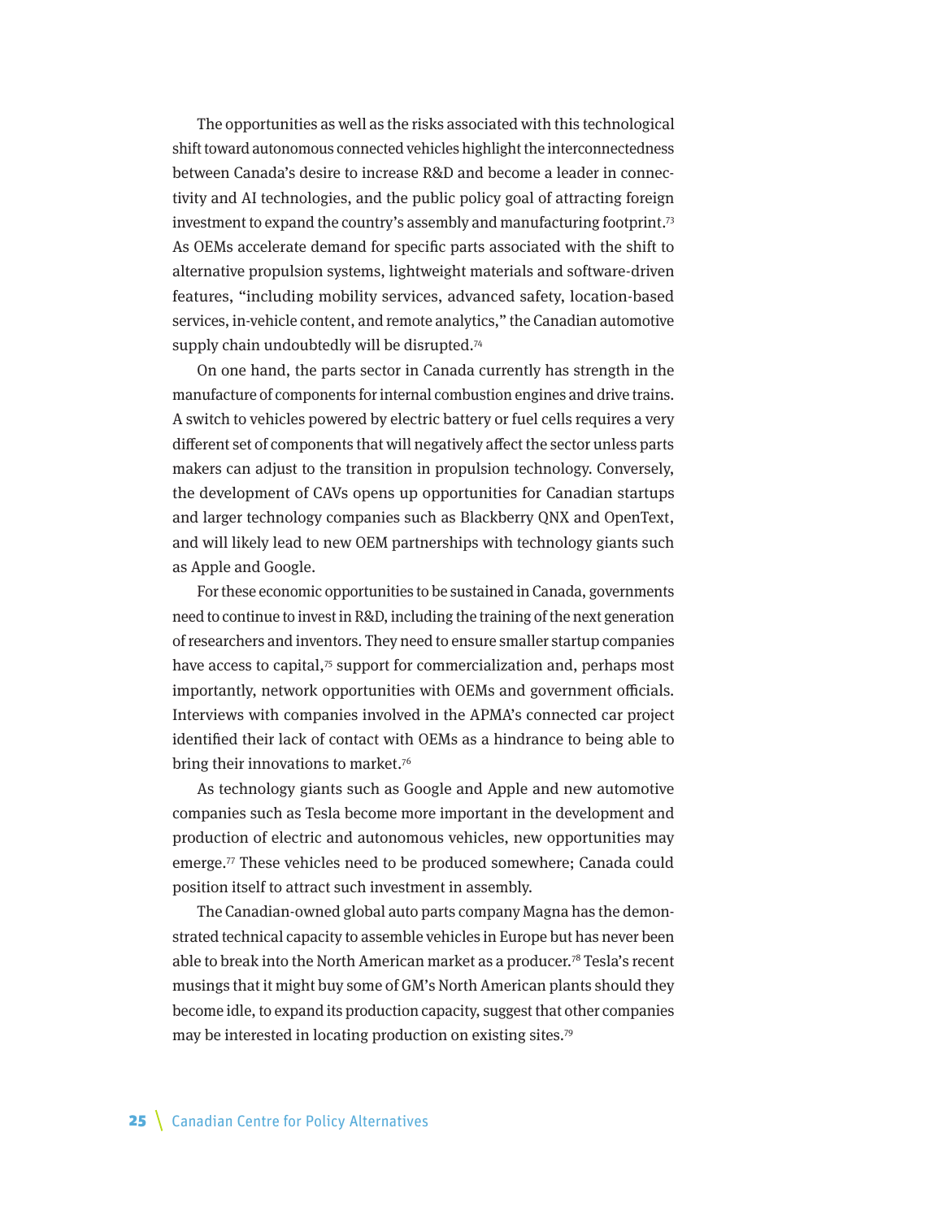The opportunities as well as the risks associated with this technological shift toward autonomous connected vehicles highlight the interconnectedness between Canada's desire to increase R&D and become a leader in connectivity and AI technologies, and the public policy goal of attracting foreign investment to expand the country's assembly and manufacturing footprint.[73] As OEMs accelerate demand for specific parts associated with the shift to alternative propulsion systems, lightweight materials and software-driven features, "including mobility services, advanced safety, location-based services, in-vehicle content, and remote analytics," the Canadian automotive supply chain undoubtedly will be disrupted.[74]

On one hand, the parts sector in Canada currently has strength in the manufacture of components for internal combustion engines and drive trains. A switch to vehicles powered by electric battery or fuel cells requires a very different set of components that will negatively affect the sector unless parts makers can adjust to the transition in propulsion technology. Conversely, the development of CAVs opens up opportunities for Canadian startups and larger technology companies such as Blackberry QNX and OpenText, and will likely lead to new OEM partnerships with technology giants such as Apple and Google.

For these economic opportunities to be sustained in Canada, governments need to continue to invest in R&D, including the training of the next generation of researchers and inventors. They need to ensure smaller startup companies have access to capital,[75] support for commercialization and, perhaps most importantly, network opportunities with OEMs and government officials. Interviews with companies involved in the APMA's connected car project identified their lack of contact with OEMs as a hindrance to being able to bring their innovations to market.[76]

As technology giants such as Google and Apple and new automotive companies such as Tesla become more important in the development and production of electric and autonomous vehicles, new opportunities may emerge.[77] These vehicles need to be produced somewhere; Canada could position itself to attract such investment in assembly.

The Canadian-owned global auto parts company Magna has the demonstrated technical capacity to assemble vehicles in Europe but has never been able to break into the North American market as a producer.[78] Tesla's recent musings that it might buy some of GM's North American plants should they become idle, to expand its production capacity, suggest that other companies may be interested in locating production on existing sites.[79]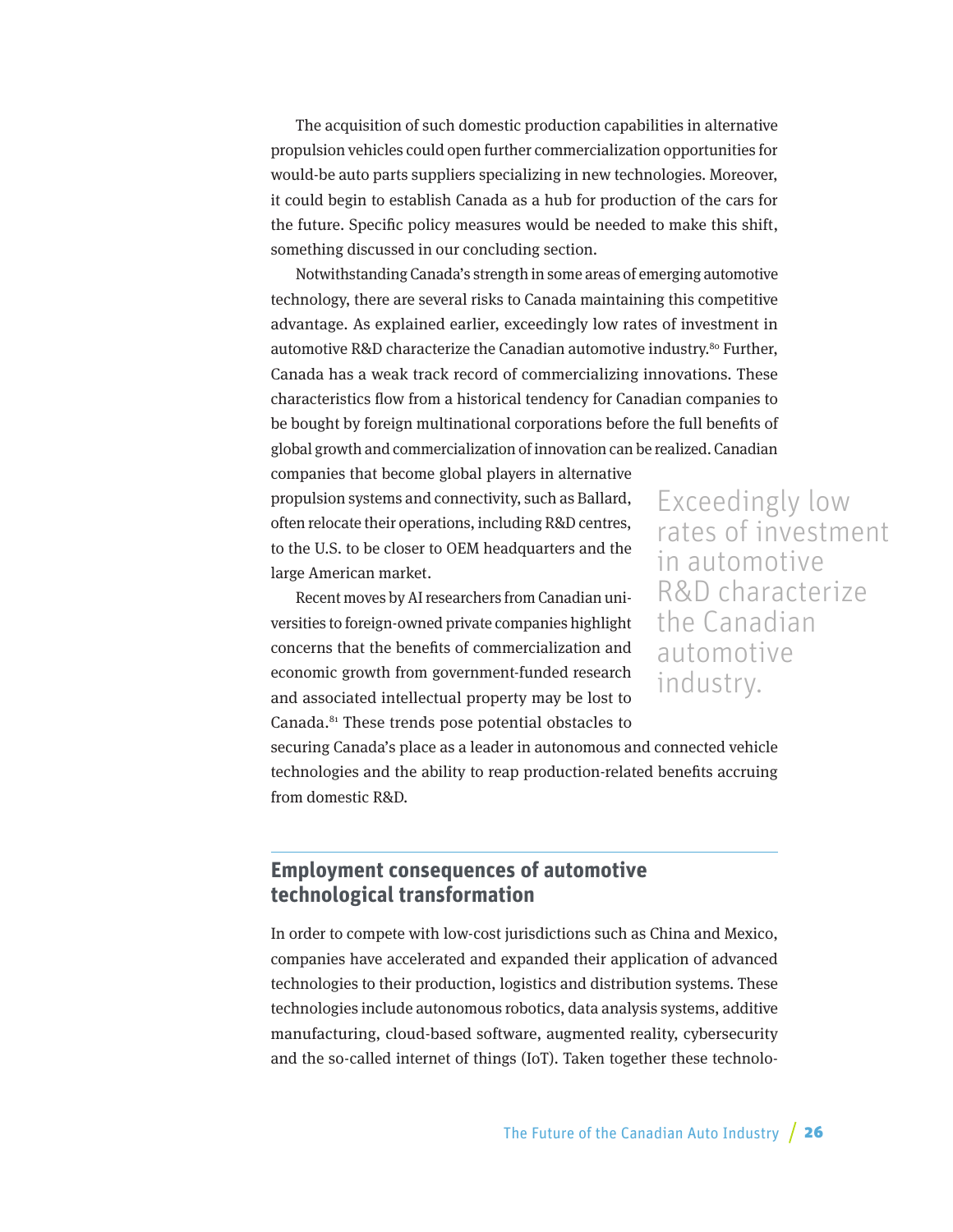The acquisition of such domestic production capabilities in alternative propulsion vehicles could open further commercialization opportunities for would-be auto parts suppliers specializing in new technologies. Moreover, it could begin to establish Canada as a hub for production of the cars for the future. Specific policy measures would be needed to make this shift, something discussed in our concluding section.

Notwithstanding Canada's strength in some areas of emerging automotive technology, there are several risks to Canada maintaining this competitive advantage. As explained earlier, exceedingly low rates of investment in automotive R&D characterize the Canadian automotive industry.[80] Further, Canada has a weak track record of commercializing innovations. These characteristics flow from a historical tendency for Canadian companies to be bought by foreign multinational corporations before the full benefits of global growth and commercialization of innovation can be realized. Canadian companies that become global players in alternative propulsion systems and connectivity, such as Ballard, often relocate their operations, including R&D centres, to the U.S. to be closer to OEM headquarters and the large American market.

> Exceedingly low rates of investment in automotive R&D characterize the Canadian automotive industry.

Recent moves by AI researchers from Canadian universities to foreign-owned private companies highlight concerns that the benefits of commercialization and economic growth from government-funded research and associated intellectual property may be lost to Canada.[81] These trends pose potential obstacles to securing Canada's place as a leader in autonomous and connected vehicle technologies and the ability to reap production-related benefits accruing from domestic R&D.

## Employment consequences of automotive technological transformation

In order to compete with low-cost jurisdictions such as China and Mexico, companies have accelerated and expanded their application of advanced technologies to their production, logistics and distribution systems. These technologies include autonomous robotics, data analysis systems, additive manufacturing, cloud-based software, augmented reality, cybersecurity and the so-called internet of things (IoT). Taken together these technolo-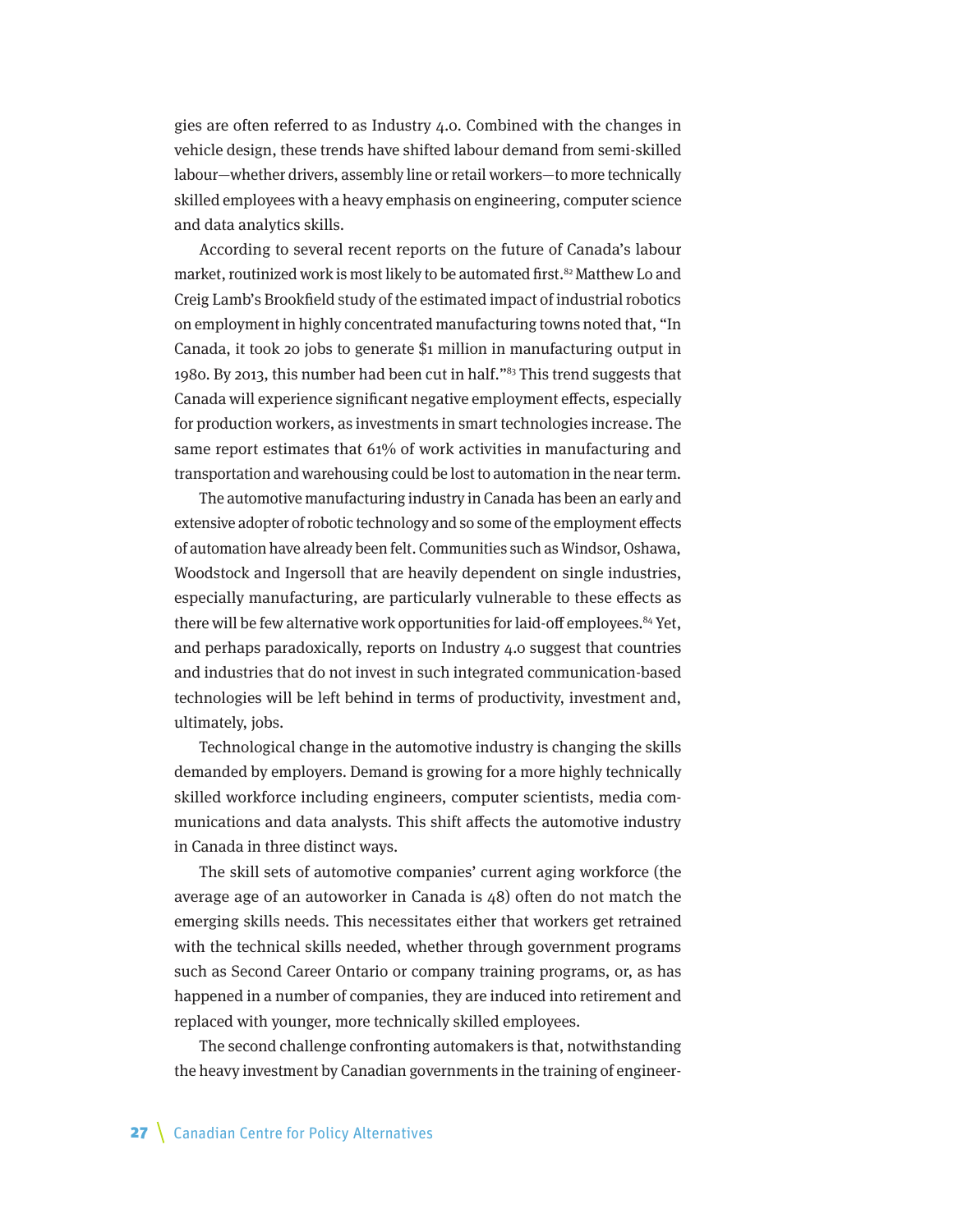gies are often referred to as Industry 4.0. Combined with the changes in vehicle design, these trends have shifted labour demand from semi-skilled labour—whether drivers, assembly line or retail workers—to more technically skilled employees with a heavy emphasis on engineering, computer science and data analytics skills.

According to several recent reports on the future of Canada's labour market, routinized work is most likely to be automated first.[82] Matthew Lo and Creig Lamb's Brookfield study of the estimated impact of industrial robotics on employment in highly concentrated manufacturing towns noted that, "In Canada, it took 20 jobs to generate $1 million in manufacturing output in 1980. By 2013, this number had been cut in half."[83] This trend suggests that Canada will experience significant negative employment effects, especially for production workers, as investments in smart technologies increase. The same report estimates that 61% of work activities in manufacturing and transportation and warehousing could be lost to automation in the near term.

The automotive manufacturing industry in Canada has been an early and extensive adopter of robotic technology and so some of the employment effects of automation have already been felt. Communities such as Windsor, Oshawa, Woodstock and Ingersoll that are heavily dependent on single industries, especially manufacturing, are particularly vulnerable to these effects as there will be few alternative work opportunities for laid-off employees.[84] Yet, and perhaps paradoxically, reports on Industry 4.0 suggest that countries and industries that do not invest in such integrated communication-based technologies will be left behind in terms of productivity, investment and, ultimately, jobs.

Technological change in the automotive industry is changing the skills demanded by employers. Demand is growing for a more highly technically skilled workforce including engineers, computer scientists, media communications and data analysts. This shift affects the automotive industry in Canada in three distinct ways.

The skill sets of automotive companies' current aging workforce (the average age of an autoworker in Canada is 48) often do not match the emerging skills needs. This necessitates either that workers get retrained with the technical skills needed, whether through government programs such as Second Career Ontario or company training programs, or, as has happened in a number of companies, they are induced into retirement and replaced with younger, more technically skilled employees.

The second challenge confronting automakers is that, notwithstanding the heavy investment by Canadian governments in the training of engineer-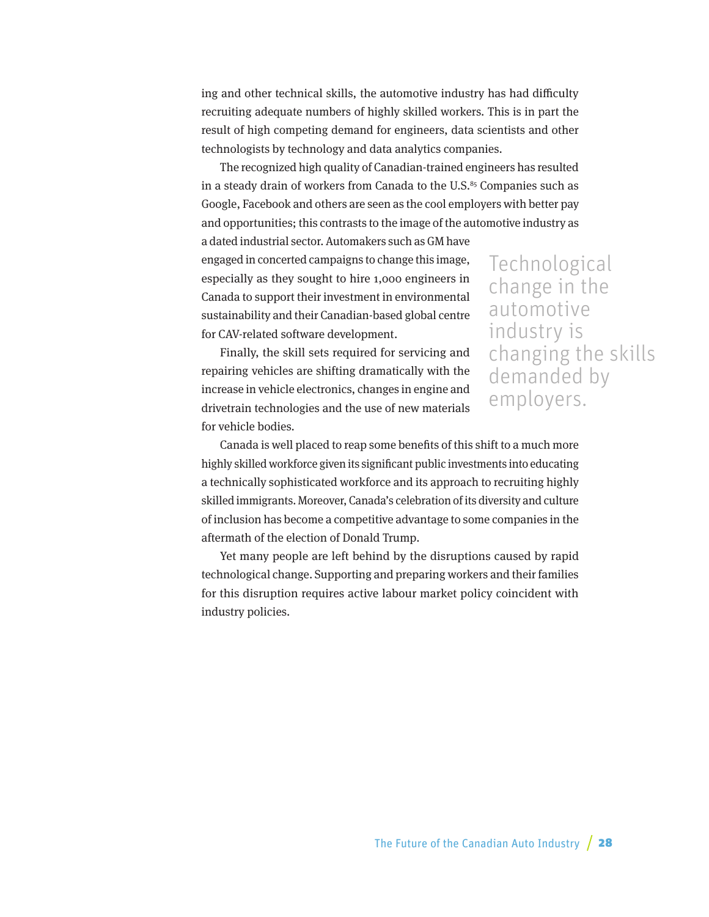ing and other technical skills, the automotive industry has had difficulty recruiting adequate numbers of highly skilled workers. This is in part the result of high competing demand for engineers, data scientists and other technologists by technology and data analytics companies.

The recognized high quality of Canadian-trained engineers has resulted in a steady drain of workers from Canada to the U.S.[85] Companies such as Google, Facebook and others are seen as the cool employers with better pay and opportunities; this contrasts to the image of the automotive industry as a dated industrial sector. Automakers such as GM have engaged in concerted campaigns to change this image, especially as they sought to hire 1,000 engineers in Canada to support their investment in environmental sustainability and their Canadian-based global centre for CAV-related software development.

Finally, the skill sets required for servicing and repairing vehicles are shifting dramatically with the increase in vehicle electronics, changes in engine and drivetrain technologies and the use of new materials for vehicle bodies.

> Technological change in the automotive industry is changing the skills demanded by employers.

Canada is well placed to reap some benefits of this shift to a much more highly skilled workforce given its significant public investments into educating a technically sophisticated workforce and its approach to recruiting highly skilled immigrants. Moreover, Canada's celebration of its diversity and culture of inclusion has become a competitive advantage to some companies in the aftermath of the election of Donald Trump.

Yet many people are left behind by the disruptions caused by rapid technological change. Supporting and preparing workers and their families for this disruption requires active labour market policy coincident with industry policies.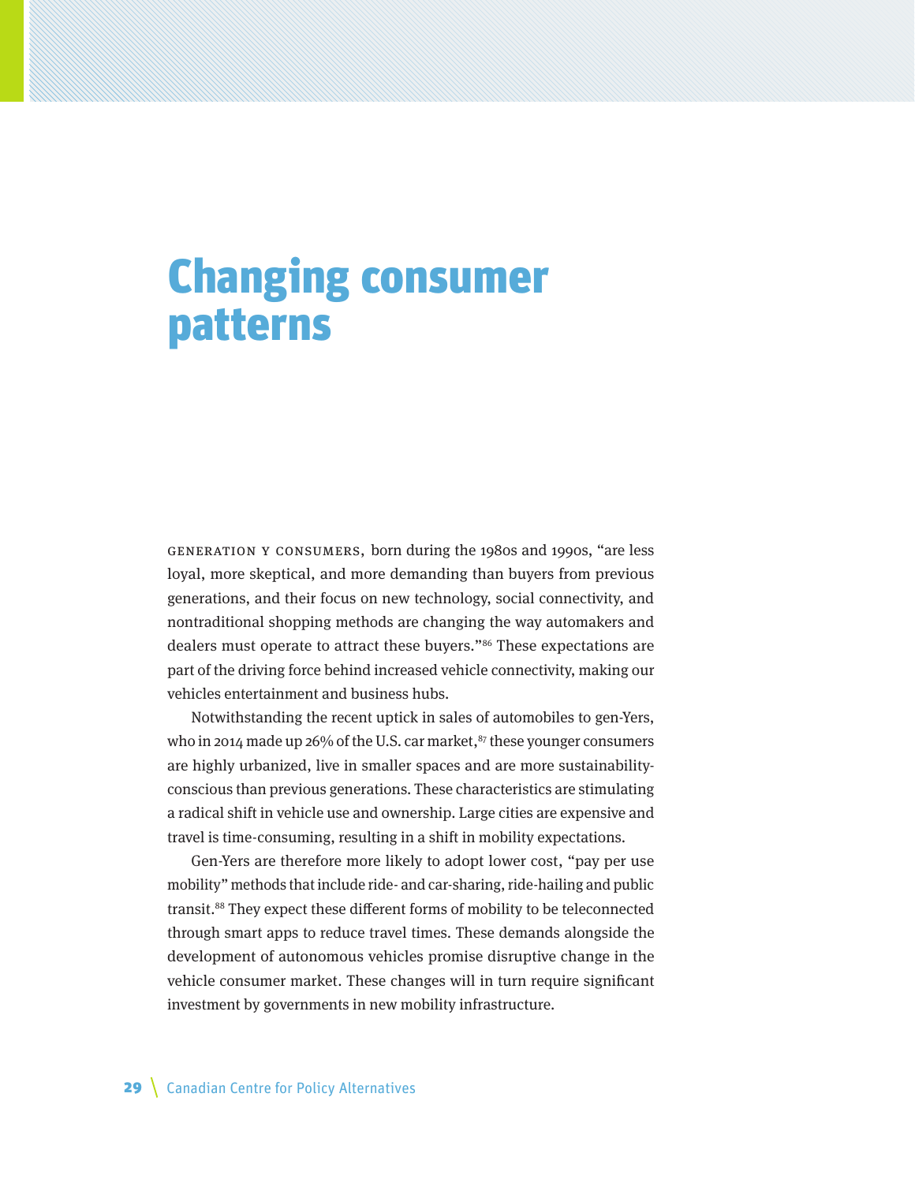# Changing consumer patterns

Generation Y consumers, born during the 1980s and 1990s, "are less loyal, more skeptical, and more demanding than buyers from previous generations, and their focus on new technology, social connectivity, and nontraditional shopping methods are changing the way automakers and dealers must operate to attract these buyers."[86] These expectations are part of the driving force behind increased vehicle connectivity, making our vehicles entertainment and business hubs.

Notwithstanding the recent uptick in sales of automobiles to gen-Yers, who in 2014 made up 26% of the U.S. car market,[87] these younger consumers are highly urbanized, live in smaller spaces and are more sustainability-conscious than previous generations. These characteristics are stimulating a radical shift in vehicle use and ownership. Large cities are expensive and travel is time-consuming, resulting in a shift in mobility expectations.

Gen-Yers are therefore more likely to adopt lower cost, "pay per use mobility" methods that include ride- and car-sharing, ride-hailing and public transit.[88] They expect these different forms of mobility to be teleconnected through smart apps to reduce travel times. These demands alongside the development of autonomous vehicles promise disruptive change in the vehicle consumer market. These changes will in turn require significant investment by governments in new mobility infrastructure.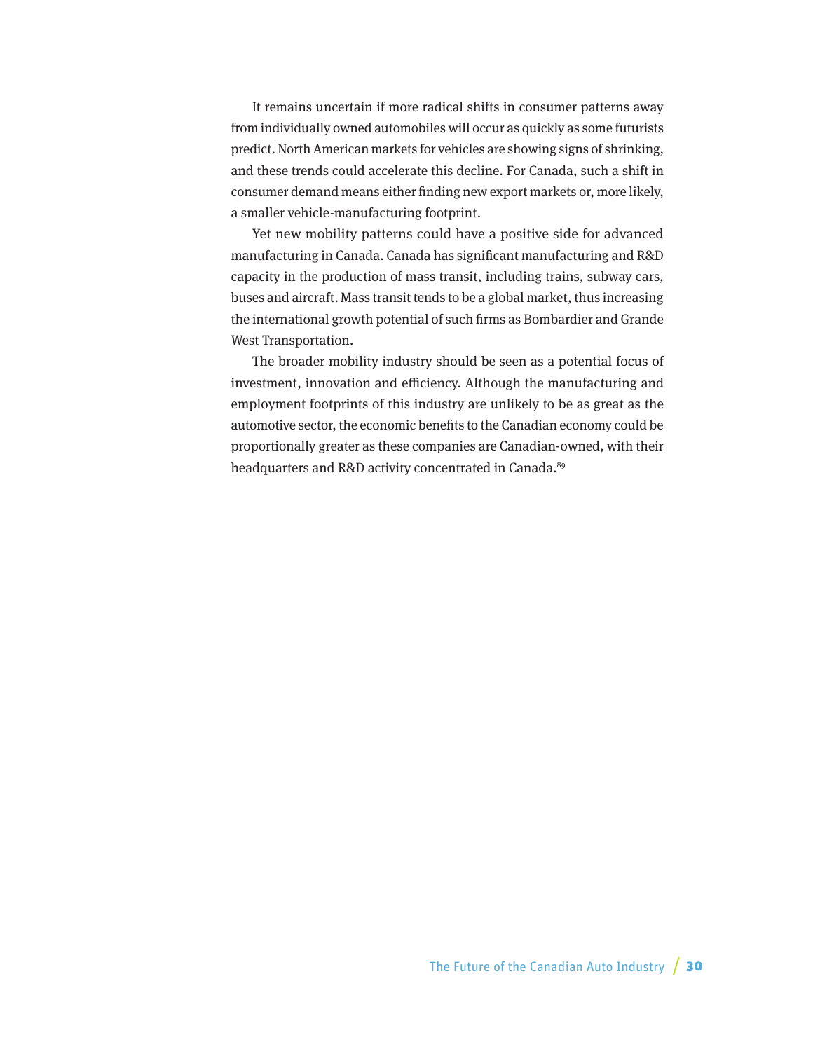It remains uncertain if more radical shifts in consumer patterns away from individually owned automobiles will occur as quickly as some futurists predict. North American markets for vehicles are showing signs of shrinking, and these trends could accelerate this decline. For Canada, such a shift in consumer demand means either finding new export markets or, more likely, a smaller vehicle-manufacturing footprint.

Yet new mobility patterns could have a positive side for advanced manufacturing in Canada. Canada has significant manufacturing and R&D capacity in the production of mass transit, including trains, subway cars, buses and aircraft. Mass transit tends to be a global market, thus increasing the international growth potential of such firms as Bombardier and Grande West Transportation.

The broader mobility industry should be seen as a potential focus of investment, innovation and efficiency. Although the manufacturing and employment footprints of this industry are unlikely to be as great as the automotive sector, the economic benefits to the Canadian economy could be proportionally greater as these companies are Canadian-owned, with their headquarters and R&D activity concentrated in Canada.[89]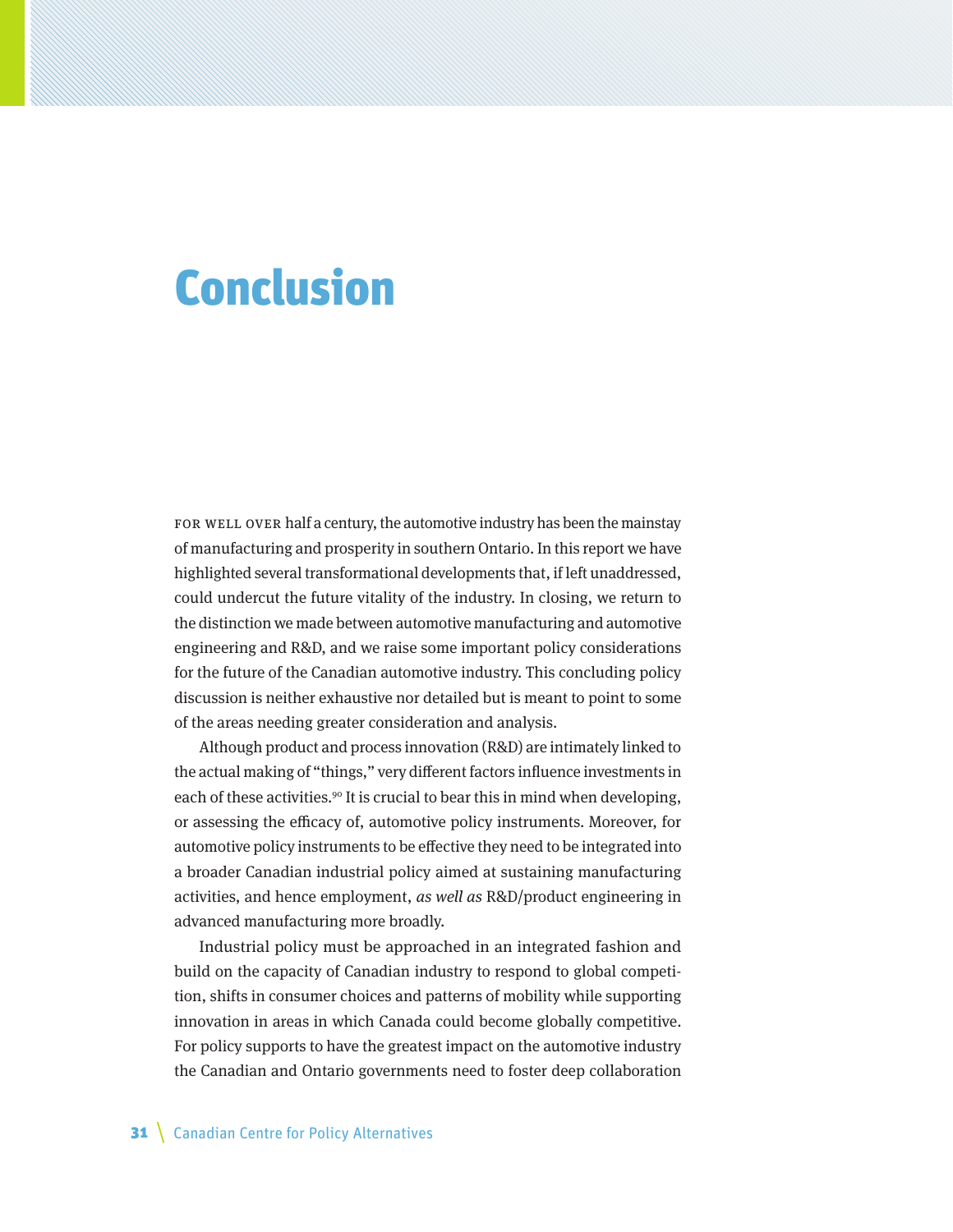# Conclusion

For well over half a century, the automotive industry has been the mainstay of manufacturing and prosperity in southern Ontario. In this report we have highlighted several transformational developments that, if left unaddressed, could undercut the future vitality of the industry. In closing, we return to the distinction we made between automotive manufacturing and automotive engineering and R&D, and we raise some important policy considerations for the future of the Canadian automotive industry. This concluding policy discussion is neither exhaustive nor detailed but is meant to point to some of the areas needing greater consideration and analysis.

Although product and process innovation (R&D) are intimately linked to the actual making of "things," very different factors influence investments in each of these activities.[90] It is crucial to bear this in mind when developing, or assessing the efficacy of, automotive policy instruments. Moreover, for automotive policy instruments to be effective they need to be integrated into a broader Canadian industrial policy aimed at sustaining manufacturing activities, and hence employment, *as well as* R&D/product engineering in advanced manufacturing more broadly.

Industrial policy must be approached in an integrated fashion and build on the capacity of Canadian industry to respond to global competition, shifts in consumer choices and patterns of mobility while supporting innovation in areas in which Canada could become globally competitive. For policy supports to have the greatest impact on the automotive industry the Canadian and Ontario governments need to foster deep collaboration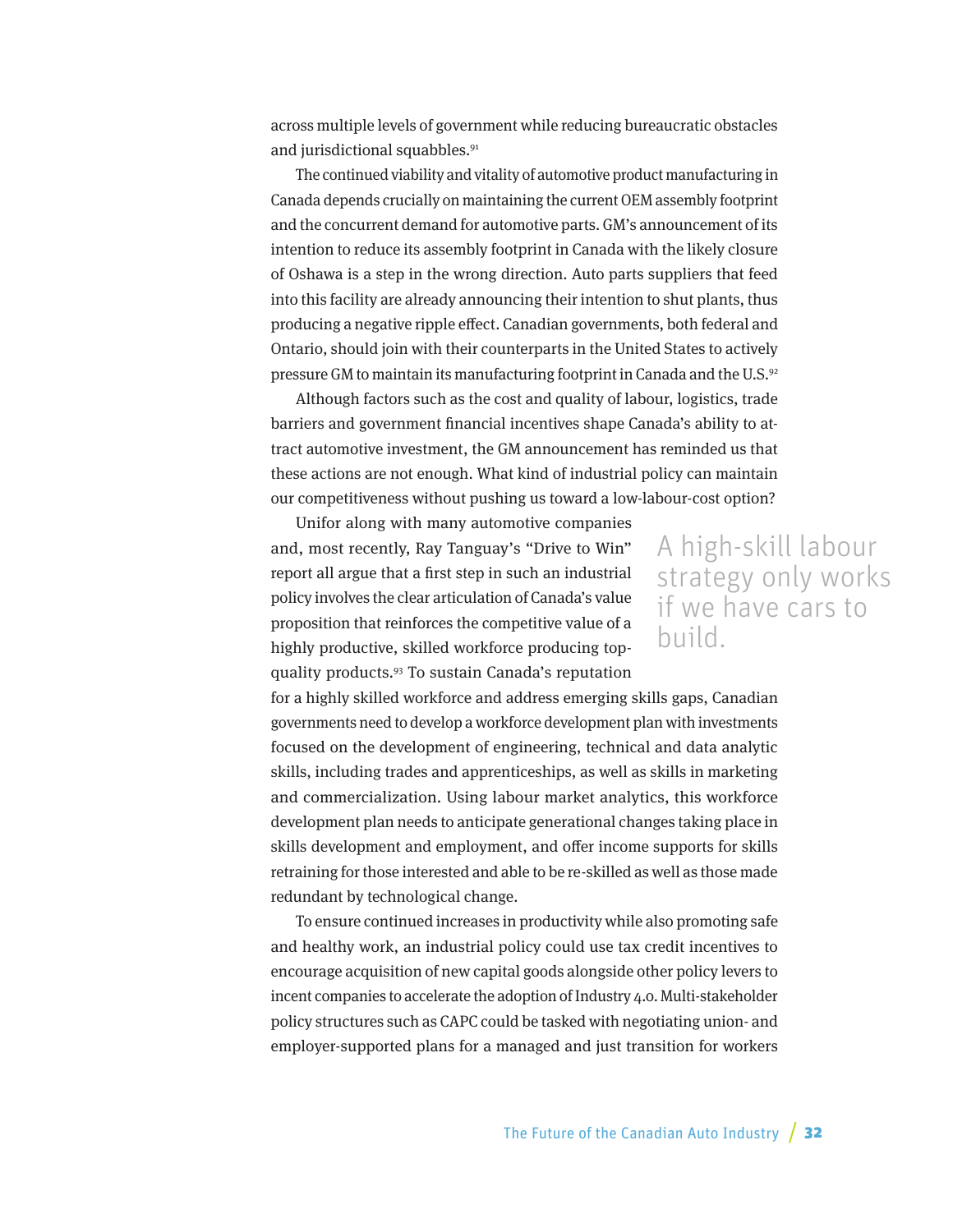across multiple levels of government while reducing bureaucratic obstacles and jurisdictional squabbles.[91]

The continued viability and vitality of automotive product manufacturing in Canada depends crucially on maintaining the current OEM assembly footprint and the concurrent demand for automotive parts. GM's announcement of its intention to reduce its assembly footprint in Canada with the likely closure of Oshawa is a step in the wrong direction. Auto parts suppliers that feed into this facility are already announcing their intention to shut plants, thus producing a negative ripple effect. Canadian governments, both federal and Ontario, should join with their counterparts in the United States to actively pressure GM to maintain its manufacturing footprint in Canada and the U.S.[92]

Although factors such as the cost and quality of labour, logistics, trade barriers and government financial incentives shape Canada's ability to attract automotive investment, the GM announcement has reminded us that these actions are not enough. What kind of industrial policy can maintain our competitiveness without pushing us toward a low-labour-cost option?

Unifor along with many automotive companies and, most recently, Ray Tanguay's "Drive to Win" report all argue that a first step in such an industrial policy involves the clear articulation of Canada's value proposition that reinforces the competitive value of a highly productive, skilled workforce producing top-quality products.[93] To sustain Canada's reputation for a highly skilled workforce and address emerging skills gaps, Canadian governments need to develop a workforce development plan with investments focused on the development of engineering, technical and data analytic skills, including trades and apprenticeships, as well as skills in marketing and commercialization. Using labour market analytics, this workforce development plan needs to anticipate generational changes taking place in skills development and employment, and offer income supports for skills retraining for those interested and able to be re-skilled as well as those made redundant by technological change.

> A high-skill labour strategy only works if we have cars to build.

To ensure continued increases in productivity while also promoting safe and healthy work, an industrial policy could use tax credit incentives to encourage acquisition of new capital goods alongside other policy levers to incent companies to accelerate the adoption of Industry 4.0. Multi-stakeholder policy structures such as CAPC could be tasked with negotiating union- and employer-supported plans for a managed and just transition for workers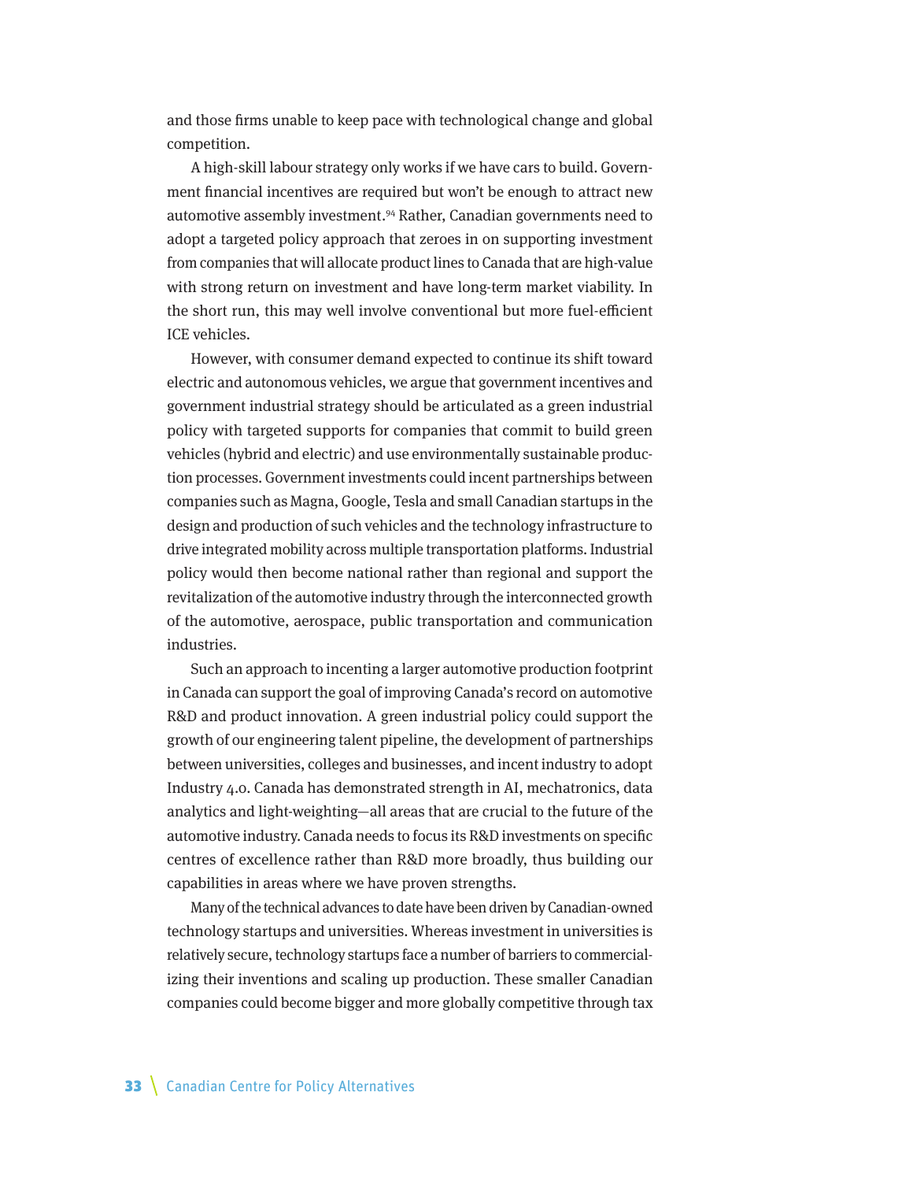and those firms unable to keep pace with technological change and global competition.

A high-skill labour strategy only works if we have cars to build. Government financial incentives are required but won't be enough to attract new automotive assembly investment.[94] Rather, Canadian governments need to adopt a targeted policy approach that zeroes in on supporting investment from companies that will allocate product lines to Canada that are high-value with strong return on investment and have long-term market viability. In the short run, this may well involve conventional but more fuel-efficient ICE vehicles.

However, with consumer demand expected to continue its shift toward electric and autonomous vehicles, we argue that government incentives and government industrial strategy should be articulated as a green industrial policy with targeted supports for companies that commit to build green vehicles (hybrid and electric) and use environmentally sustainable production processes. Government investments could incent partnerships between companies such as Magna, Google, Tesla and small Canadian startups in the design and production of such vehicles and the technology infrastructure to drive integrated mobility across multiple transportation platforms. Industrial policy would then become national rather than regional and support the revitalization of the automotive industry through the interconnected growth of the automotive, aerospace, public transportation and communication industries.

Such an approach to incenting a larger automotive production footprint in Canada can support the goal of improving Canada's record on automotive R&D and product innovation. A green industrial policy could support the growth of our engineering talent pipeline, the development of partnerships between universities, colleges and businesses, and incent industry to adopt Industry 4.0. Canada has demonstrated strength in AI, mechatronics, data analytics and light-weighting—all areas that are crucial to the future of the automotive industry. Canada needs to focus its R&D investments on specific centres of excellence rather than R&D more broadly, thus building our capabilities in areas where we have proven strengths.

Many of the technical advances to date have been driven by Canadian-owned technology startups and universities. Whereas investment in universities is relatively secure, technology startups face a number of barriers to commercializing their inventions and scaling up production. These smaller Canadian companies could become bigger and more globally competitive through tax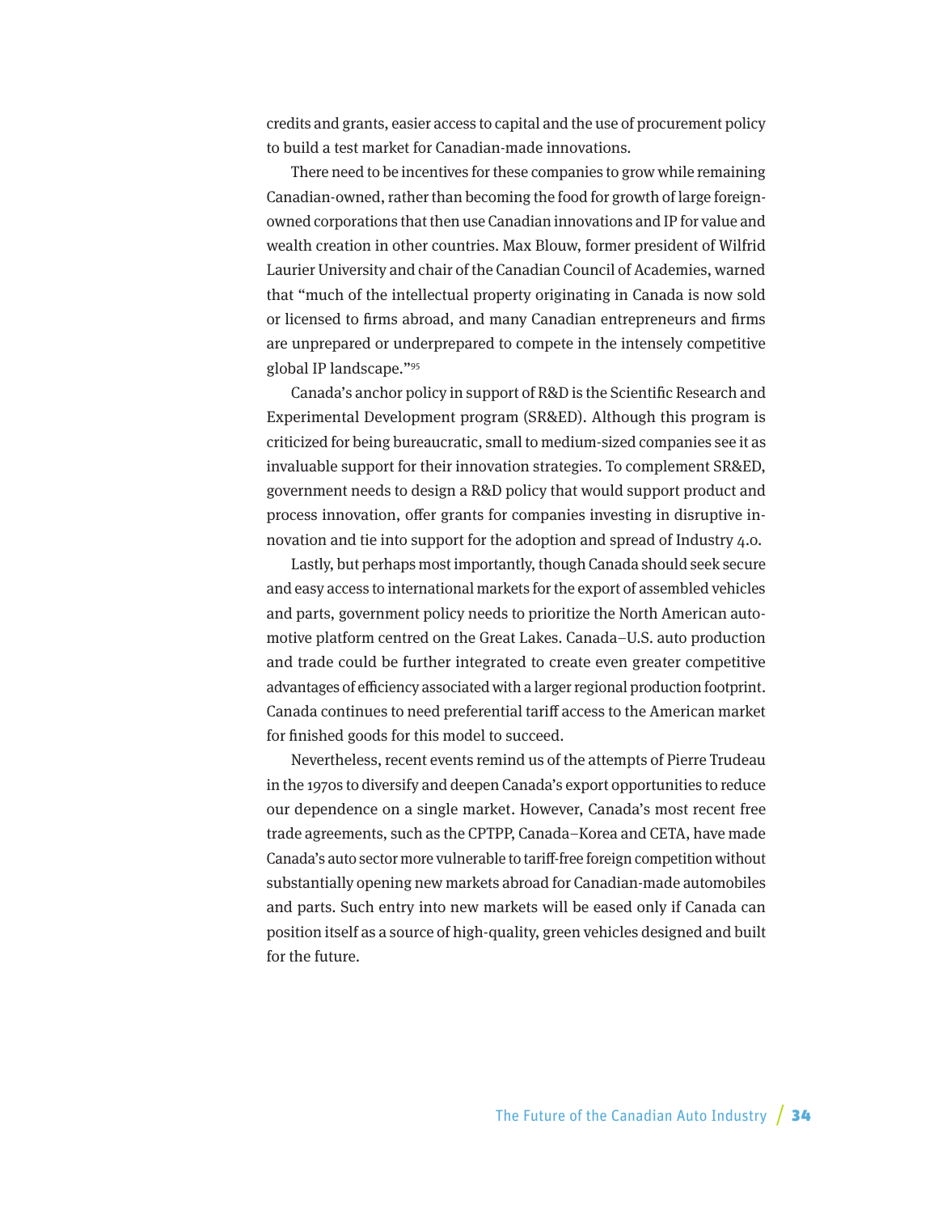credits and grants, easier access to capital and the use of procurement policy to build a test market for Canadian-made innovations.

There need to be incentives for these companies to grow while remaining Canadian-owned, rather than becoming the food for growth of large foreign-owned corporations that then use Canadian innovations and IP for value and wealth creation in other countries. Max Blouw, former president of Wilfrid Laurier University and chair of the Canadian Council of Academies, warned that "much of the intellectual property originating in Canada is now sold or licensed to firms abroad, and many Canadian entrepreneurs and firms are unprepared or underprepared to compete in the intensely competitive global IP landscape."[95]

Canada's anchor policy in support of R&D is the Scientific Research and Experimental Development program (SR&ED). Although this program is criticized for being bureaucratic, small to medium-sized companies see it as invaluable support for their innovation strategies. To complement SR&ED, government needs to design a R&D policy that would support product and process innovation, offer grants for companies investing in disruptive innovation and tie into support for the adoption and spread of Industry 4.0.

Lastly, but perhaps most importantly, though Canada should seek secure and easy access to international markets for the export of assembled vehicles and parts, government policy needs to prioritize the North American automotive platform centred on the Great Lakes. Canada–U.S. auto production and trade could be further integrated to create even greater competitive advantages of efficiency associated with a larger regional production footprint. Canada continues to need preferential tariff access to the American market for finished goods for this model to succeed.

Nevertheless, recent events remind us of the attempts of Pierre Trudeau in the 1970s to diversify and deepen Canada's export opportunities to reduce our dependence on a single market. However, Canada's most recent free trade agreements, such as the CPTPP, Canada–Korea and CETA, have made Canada's auto sector more vulnerable to tariff-free foreign competition without substantially opening new markets abroad for Canadian-made automobiles and parts. Such entry into new markets will be eased only if Canada can position itself as a source of high-quality, green vehicles designed and built for the future.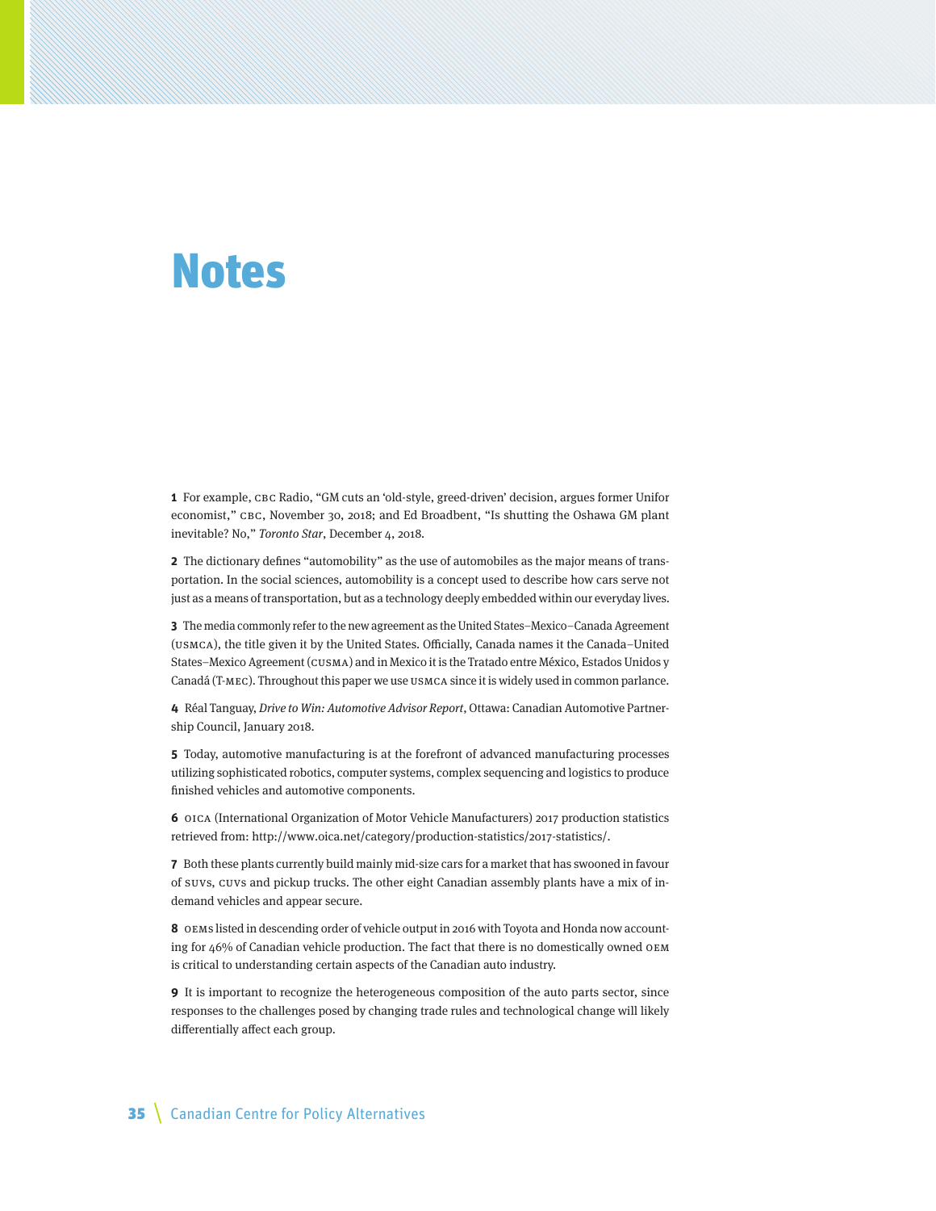# Notes

**1** For example, CBC Radio, "GM cuts an 'old-style, greed-driven' decision, argues former Unifor economist," CBC, November 30, 2018; and Ed Broadbent, "Is shutting the Oshawa GM plant inevitable? No," *Toronto Star*, December 4, 2018.

**2** The dictionary defines "automobility" as the use of automobiles as the major means of transportation. In the social sciences, automobility is a concept used to describe how cars serve not just as a means of transportation, but as a technology deeply embedded within our everyday lives.

**3** The media commonly refer to the new agreement as the United States–Mexico–Canada Agreement (USMCA), the title given it by the United States. Officially, Canada names it the Canada–United States–Mexico Agreement (CUSMA) and in Mexico it is the Tratado entre México, Estados Unidos y Canadá (T-MEC). Throughout this paper we use USMCA since it is widely used in common parlance.

**4** Réal Tanguay, *Drive to Win: Automotive Advisor Report*, Ottawa: Canadian Automotive Partnership Council, January 2018.

**5** Today, automotive manufacturing is at the forefront of advanced manufacturing processes utilizing sophisticated robotics, computer systems, complex sequencing and logistics to produce finished vehicles and automotive components.

**6** OICA (International Organization of Motor Vehicle Manufacturers) 2017 production statistics retrieved from: http://www.oica.net/category/production-statistics/2017-statistics/.

**7** Both these plants currently build mainly mid-size cars for a market that has swooned in favour of SUVs, CUVs and pickup trucks. The other eight Canadian assembly plants have a mix of in-demand vehicles and appear secure.

**8** OEMs listed in descending order of vehicle output in 2016 with Toyota and Honda now accounting for 46% of Canadian vehicle production. The fact that there is no domestically owned OEM is critical to understanding certain aspects of the Canadian auto industry.

**9** It is important to recognize the heterogeneous composition of the auto parts sector, since responses to the challenges posed by changing trade rules and technological change will likely differentially affect each group.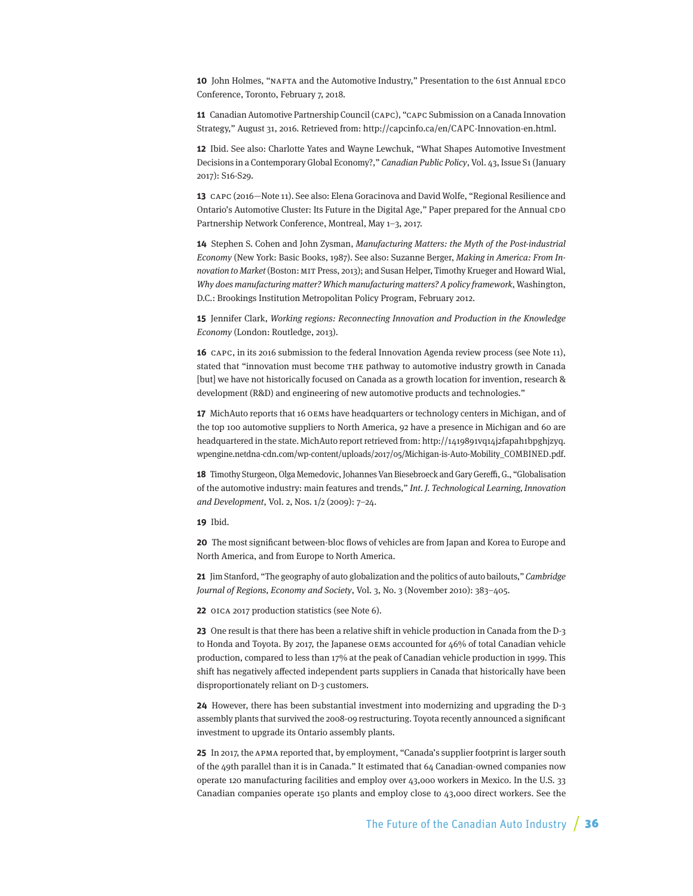**10** John Holmes, "NAFTA and the Automotive Industry," Presentation to the 61st Annual EDCO Conference, Toronto, February 7, 2018.

**11** Canadian Automotive Partnership Council (CAPC), "CAPC Submission on a Canada Innovation Strategy," August 31, 2016. Retrieved from: http://capcinfo.ca/en/CAPC-Innovation-en.html.

**12** Ibid. See also: Charlotte Yates and Wayne Lewchuk, "What Shapes Automotive Investment Decisions in a Contemporary Global Economy?," *Canadian Public Policy*, Vol. 43, Issue S1 (January 2017): S16-S29.

**13** CAPC (2016—Note 11). See also: Elena Goracinova and David Wolfe, "Regional Resilience and Ontario's Automotive Cluster: Its Future in the Digital Age," Paper prepared for the Annual CDO Partnership Network Conference, Montreal, May 1–3, 2017.

**14** Stephen S. Cohen and John Zysman, *Manufacturing Matters: the Myth of the Post-industrial Economy* (New York: Basic Books, 1987). See also: Suzanne Berger, *Making in America: From Innovation to Market* (Boston: MIT Press, 2013); and Susan Helper, Timothy Krueger and Howard Wial, *Why does manufacturing matter? Which manufacturing matters? A policy framework*, Washington, D.C.: Brookings Institution Metropolitan Policy Program, February 2012.

**15** Jennifer Clark, *Working regions: Reconnecting Innovation and Production in the Knowledge Economy* (London: Routledge, 2013).

**16** CAPC, in its 2016 submission to the federal Innovation Agenda review process (see Note 11), stated that "innovation must become THE pathway to automotive industry growth in Canada [but] we have not historically focused on Canada as a growth location for invention, research & development (R&D) and engineering of new automotive products and technologies."

**17** MichAuto reports that 16 OEMs have headquarters or technology centers in Michigan, and of the top 100 automotive suppliers to North America, 92 have a presence in Michigan and 60 are headquartered in the state. MichAuto report retrieved from: http://1419891vq14j2fapah1bpghjzyq.wpengine.netdna-cdn.com/wp-content/uploads/2017/05/Michigan-is-Auto-Mobility_COMBINED.pdf.

**18** Timothy Sturgeon, Olga Memedovic, Johannes Van Biesebroeck and Gary Gereffi, G., "Globalisation of the automotive industry: main features and trends," *Int. J. Technological Learning, Innovation and Development*, Vol. 2, Nos. 1/2 (2009): 7–24.

**19** Ibid.

**20** The most significant between-bloc flows of vehicles are from Japan and Korea to Europe and North America, and from Europe to North America.

**21** Jim Stanford, "The geography of auto globalization and the politics of auto bailouts," *Cambridge Journal of Regions, Economy and Society*, Vol. 3, No. 3 (November 2010): 383–405.

**22** OICA 2017 production statistics (see Note 6).

**23** One result is that there has been a relative shift in vehicle production in Canada from the D-3 to Honda and Toyota. By 2017, the Japanese OEMs accounted for 46% of total Canadian vehicle production, compared to less than 17% at the peak of Canadian vehicle production in 1999. This shift has negatively affected independent parts suppliers in Canada that historically have been disproportionately reliant on D-3 customers.

**24** However, there has been substantial investment into modernizing and upgrading the D-3 assembly plants that survived the 2008-09 restructuring. Toyota recently announced a significant investment to upgrade its Ontario assembly plants.

**25** In 2017, the APMA reported that, by employment, "Canada's supplier footprint is larger south of the 49th parallel than it is in Canada." It estimated that 64 Canadian-owned companies now operate 120 manufacturing facilities and employ over 43,000 workers in Mexico. In the U.S. 33 Canadian companies operate 150 plants and employ close to 43,000 direct workers. See the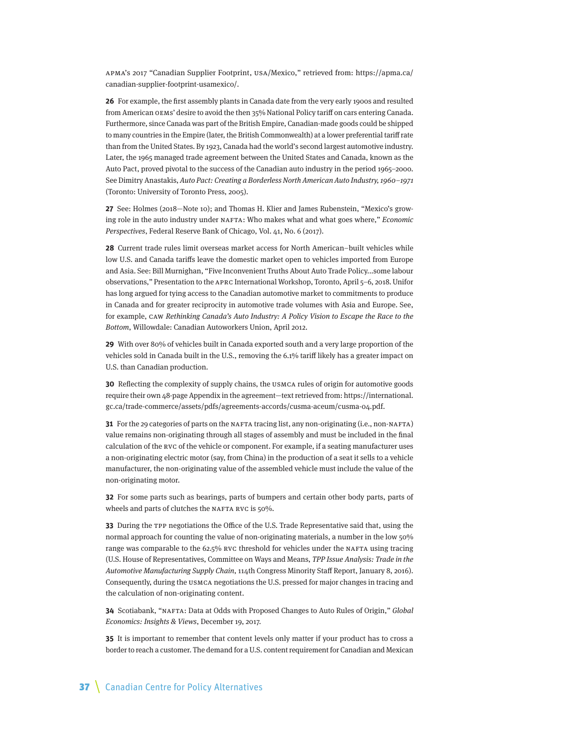APMA's 2017 "Canadian Supplier Footprint, USA/Mexico," retrieved from: https://apma.ca/canadian-supplier-footprint-usamexico/.

**26** For example, the first assembly plants in Canada date from the very early 1900s and resulted from American OEMs' desire to avoid the then 35% National Policy tariff on cars entering Canada. Furthermore, since Canada was part of the British Empire, Canadian-made goods could be shipped to many countries in the Empire (later, the British Commonwealth) at a lower preferential tariff rate than from the United States. By 1923, Canada had the world's second largest automotive industry. Later, the 1965 managed trade agreement between the United States and Canada, known as the Auto Pact, proved pivotal to the success of the Canadian auto industry in the period 1965–2000. See Dimitry Anastakis, *Auto Pact: Creating a Borderless North American Auto Industry, 1960–1971* (Toronto: University of Toronto Press, 2005).

**27** See: Holmes (2018—Note 10); and Thomas H. Klier and James Rubenstein, "Mexico's growing role in the auto industry under NAFTA: Who makes what and what goes where," *Economic Perspectives*, Federal Reserve Bank of Chicago, Vol. 41, No. 6 (2017).

**28** Current trade rules limit overseas market access for North American–built vehicles while low U.S. and Canada tariffs leave the domestic market open to vehicles imported from Europe and Asia. See: Bill Murnighan, "Five Inconvenient Truths About Auto Trade Policy…some labour observations," Presentation to the APRC International Workshop, Toronto, April 5–6, 2018. Unifor has long argued for tying access to the Canadian automotive market to commitments to produce in Canada and for greater reciprocity in automotive trade volumes with Asia and Europe. See, for example, CAW *Rethinking Canada's Auto Industry: A Policy Vision to Escape the Race to the Bottom*, Willowdale: Canadian Autoworkers Union, April 2012.

**29** With over 80% of vehicles built in Canada exported south and a very large proportion of the vehicles sold in Canada built in the U.S., removing the 6.1% tariff likely has a greater impact on U.S. than Canadian production.

**30** Reflecting the complexity of supply chains, the USMCA rules of origin for automotive goods require their own 48-page Appendix in the agreement—text retrieved from: https://international.gc.ca/trade-commerce/assets/pdfs/agreements-accords/cusma-aceum/cusma-04.pdf.

**31** For the 29 categories of parts on the NAFTA tracing list, any non-originating (i.e., non-NAFTA) value remains non-originating through all stages of assembly and must be included in the final calculation of the RVC of the vehicle or component. For example, if a seating manufacturer uses a non-originating electric motor (say, from China) in the production of a seat it sells to a vehicle manufacturer, the non-originating value of the assembled vehicle must include the value of the non-originating motor.

**32** For some parts such as bearings, parts of bumpers and certain other body parts, parts of wheels and parts of clutches the NAFTA RVC is 50%.

**33** During the TPP negotiations the Office of the U.S. Trade Representative said that, using the normal approach for counting the value of non-originating materials, a number in the low 50% range was comparable to the 62.5% RVC threshold for vehicles under the NAFTA using tracing (U.S. House of Representatives, Committee on Ways and Means, *TPP Issue Analysis: Trade in the Automotive Manufacturing Supply Chain*, 114th Congress Minority Staff Report, January 8, 2016). Consequently, during the USMCA negotiations the U.S. pressed for major changes in tracing and the calculation of non-originating content.

**34** Scotiabank, "NAFTA: Data at Odds with Proposed Changes to Auto Rules of Origin," *Global Economics: Insights & Views*, December 19, 2017.

**35** It is important to remember that content levels only matter if your product has to cross a border to reach a customer. The demand for a U.S. content requirement for Canadian and Mexican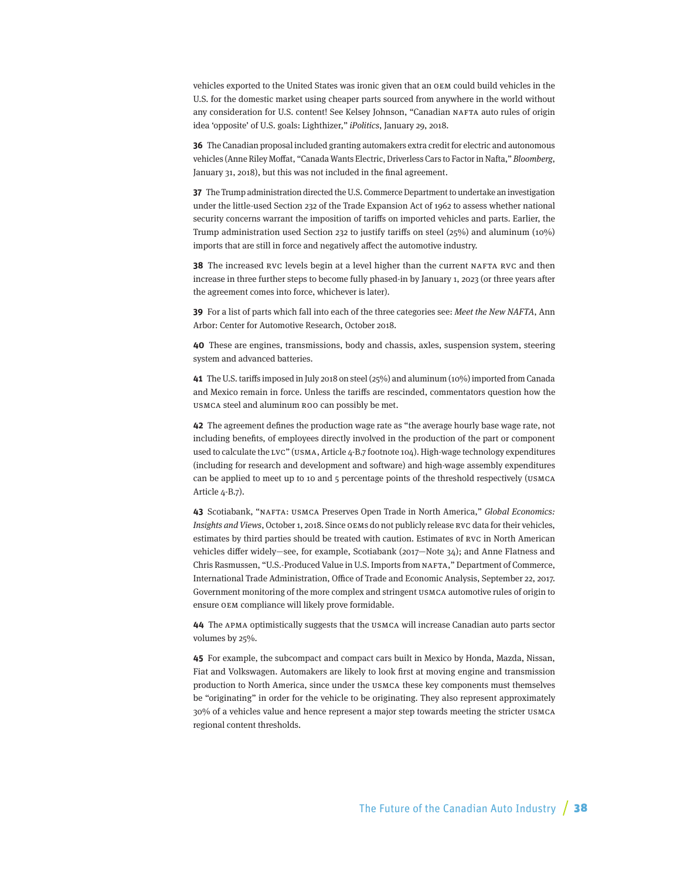vehicles exported to the United States was ironic given that an OEM could build vehicles in the U.S. for the domestic market using cheaper parts sourced from anywhere in the world without any consideration for U.S. content! See Kelsey Johnson, "Canadian NAFTA auto rules of origin idea 'opposite' of U.S. goals: Lighthizer," *iPolitics*, January 29, 2018.

**36** The Canadian proposal included granting automakers extra credit for electric and autonomous vehicles (Anne Riley Moffat, "Canada Wants Electric, Driverless Cars to Factor in Nafta," *Bloomberg*, January 31, 2018), but this was not included in the final agreement.

**37** The Trump administration directed the U.S. Commerce Department to undertake an investigation under the little-used Section 232 of the Trade Expansion Act of 1962 to assess whether national security concerns warrant the imposition of tariffs on imported vehicles and parts. Earlier, the Trump administration used Section 232 to justify tariffs on steel (25%) and aluminum (10%) imports that are still in force and negatively affect the automotive industry.

**38** The increased RVC levels begin at a level higher than the current NAFTA RVC and then increase in three further steps to become fully phased-in by January 1, 2023 (or three years after the agreement comes into force, whichever is later).

**39** For a list of parts which fall into each of the three categories see: *Meet the New NAFTA*, Ann Arbor: Center for Automotive Research, October 2018.

**40** These are engines, transmissions, body and chassis, axles, suspension system, steering system and advanced batteries.

**41** The U.S. tariffs imposed in July 2018 on steel (25%) and aluminum (10%) imported from Canada and Mexico remain in force. Unless the tariffs are rescinded, commentators question how the USMCA steel and aluminum ROO can possibly be met.

**42** The agreement defines the production wage rate as "the average hourly base wage rate, not including benefits, of employees directly involved in the production of the part or component used to calculate the LVC" (USMA, Article 4-B.7 footnote 104). High-wage technology expenditures (including for research and development and software) and high-wage assembly expenditures can be applied to meet up to 10 and 5 percentage points of the threshold respectively (USMCA Article 4-B.7).

**43** Scotiabank, "NAFTA: USMCA Preserves Open Trade in North America," *Global Economics: Insights and Views*, October 1, 2018. Since OEMs do not publicly release RVC data for their vehicles, estimates by third parties should be treated with caution. Estimates of RVC in North American vehicles differ widely—see, for example, Scotiabank (2017—Note 34); and Anne Flatness and Chris Rasmussen, "U.S.-Produced Value in U.S. Imports from NAFTA," Department of Commerce, International Trade Administration, Office of Trade and Economic Analysis, September 22, 2017. Government monitoring of the more complex and stringent USMCA automotive rules of origin to ensure OEM compliance will likely prove formidable.

**44** The APMA optimistically suggests that the USMCA will increase Canadian auto parts sector volumes by 25%.

**45** For example, the subcompact and compact cars built in Mexico by Honda, Mazda, Nissan, Fiat and Volkswagen. Automakers are likely to look first at moving engine and transmission production to North America, since under the USMCA these key components must themselves be "originating" in order for the vehicle to be originating. They also represent approximately 30% of a vehicles value and hence represent a major step towards meeting the stricter USMCA regional content thresholds.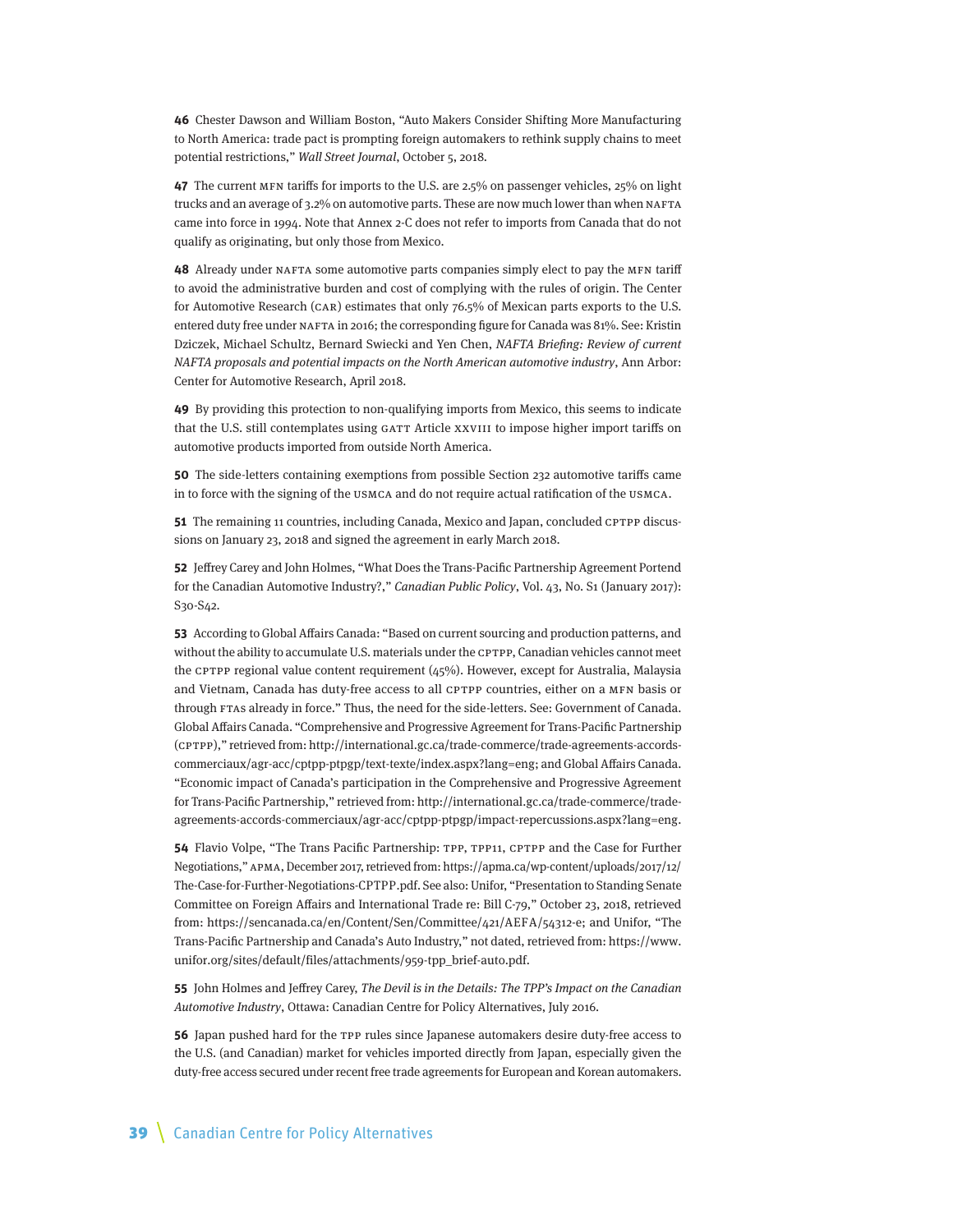**46** Chester Dawson and William Boston, "Auto Makers Consider Shifting More Manufacturing to North America: trade pact is prompting foreign automakers to rethink supply chains to meet potential restrictions," *Wall Street Journal*, October 5, 2018.

**47** The current MFN tariffs for imports to the U.S. are 2.5% on passenger vehicles, 25% on light trucks and an average of 3.2% on automotive parts. These are now much lower than when NAFTA came into force in 1994. Note that Annex 2-C does not refer to imports from Canada that do not qualify as originating, but only those from Mexico.

**48** Already under NAFTA some automotive parts companies simply elect to pay the MFN tariff to avoid the administrative burden and cost of complying with the rules of origin. The Center for Automotive Research (CAR) estimates that only 76.5% of Mexican parts exports to the U.S. entered duty free under NAFTA in 2016; the corresponding figure for Canada was 81%. See: Kristin Dziczek, Michael Schultz, Bernard Swiecki and Yen Chen, *NAFTA Briefing: Review of current NAFTA proposals and potential impacts on the North American automotive industry*, Ann Arbor: Center for Automotive Research, April 2018.

**49** By providing this protection to non-qualifying imports from Mexico, this seems to indicate that the U.S. still contemplates using GATT Article XXVIII to impose higher import tariffs on automotive products imported from outside North America.

**50** The side-letters containing exemptions from possible Section 232 automotive tariffs came in to force with the signing of the USMCA and do not require actual ratification of the USMCA.

**51** The remaining 11 countries, including Canada, Mexico and Japan, concluded CPTPP discussions on January 23, 2018 and signed the agreement in early March 2018.

**52** Jeffrey Carey and John Holmes, "What Does the Trans-Pacific Partnership Agreement Portend for the Canadian Automotive Industry?," *Canadian Public Policy*, Vol. 43, No. S1 (January 2017): S30-S42.

**53** According to Global Affairs Canada: "Based on current sourcing and production patterns, and without the ability to accumulate U.S. materials under the CPTPP, Canadian vehicles cannot meet the CPTPP regional value content requirement (45%). However, except for Australia, Malaysia and Vietnam, Canada has duty-free access to all CPTPP countries, either on a MFN basis or through FTAs already in force." Thus, the need for the side-letters. See: Government of Canada. Global Affairs Canada. "Comprehensive and Progressive Agreement for Trans-Pacific Partnership (CPTPP)," retrieved from: http://international.gc.ca/trade-commerce/trade-agreements-accords-commerciaux/agr-acc/cptpp-ptpgp/text-texte/index.aspx?lang=eng; and Global Affairs Canada. "Economic impact of Canada's participation in the Comprehensive and Progressive Agreement for Trans-Pacific Partnership," retrieved from: http://international.gc.ca/trade-commerce/trade-agreements-accords-commerciaux/agr-acc/cptpp-ptpgp/impact-repercussions.aspx?lang=eng.

**54** Flavio Volpe, "The Trans Pacific Partnership: TPP, TPP11, CPTPP and the Case for Further Negotiations," APMA, December 2017, retrieved from: https://apma.ca/wp-content/uploads/2017/12/The-Case-for-Further-Negotiations-CPTPP.pdf. See also: Unifor, "Presentation to Standing Senate Committee on Foreign Affairs and International Trade re: Bill C-79," October 23, 2018, retrieved from: https://sencanada.ca/en/Content/Sen/Committee/421/AEFA/54312-e; and Unifor, "The Trans-Pacific Partnership and Canada's Auto Industry," not dated, retrieved from: https://www.unifor.org/sites/default/files/attachments/959-tpp_brief-auto.pdf.

**55** John Holmes and Jeffrey Carey, *The Devil is in the Details: The TPP's Impact on the Canadian Automotive Industry*, Ottawa: Canadian Centre for Policy Alternatives, July 2016.

**56** Japan pushed hard for the TPP rules since Japanese automakers desire duty-free access to the U.S. (and Canadian) market for vehicles imported directly from Japan, especially given the duty-free access secured under recent free trade agreements for European and Korean automakers.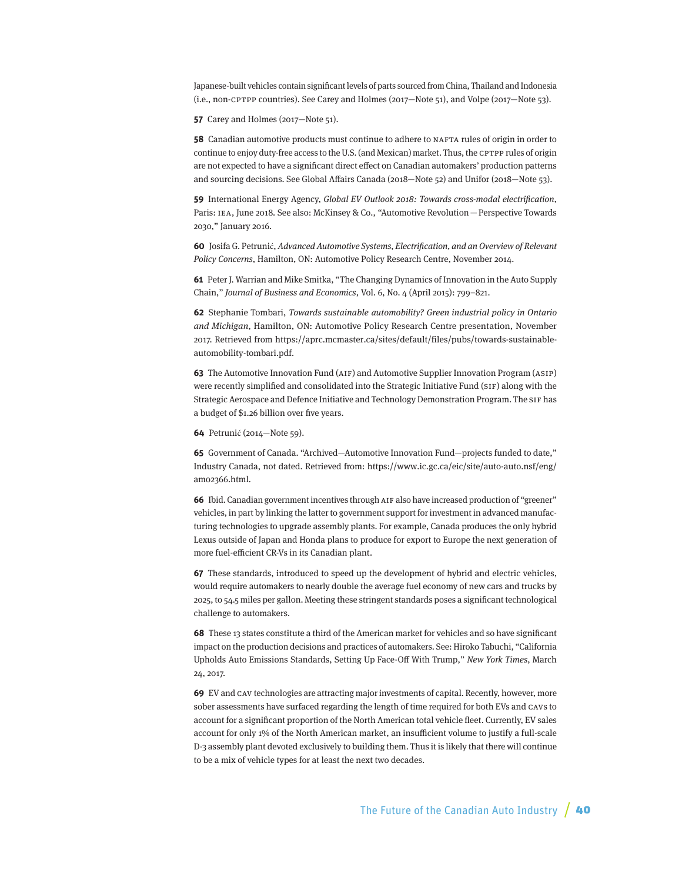Japanese-built vehicles contain significant levels of parts sourced from China, Thailand and Indonesia (i.e., non-CPTPP countries). See Carey and Holmes (2017—Note 51), and Volpe (2017—Note 53).

**57** Carey and Holmes (2017—Note 51).

**58** Canadian automotive products must continue to adhere to NAFTA rules of origin in order to continue to enjoy duty-free access to the U.S. (and Mexican) market. Thus, the CPTPP rules of origin are not expected to have a significant direct effect on Canadian automakers' production patterns and sourcing decisions. See Global Affairs Canada (2018—Note 52) and Unifor (2018—Note 53).

**59** International Energy Agency, *Global EV Outlook 2018: Towards cross-modal electrification*, Paris: IEA, June 2018. See also: McKinsey & Co., "Automotive Revolution—Perspective Towards 2030," January 2016.

**60** Josifa G. Petrunić, *Advanced Automotive Systems, Electrification, and an Overview of Relevant Policy Concerns*, Hamilton, ON: Automotive Policy Research Centre, November 2014.

**61** Peter J. Warrian and Mike Smitka, "The Changing Dynamics of Innovation in the Auto Supply Chain," *Journal of Business and Economics*, Vol. 6, No. 4 (April 2015): 799–821.

**62** Stephanie Tombari, *Towards sustainable automobility? Green industrial policy in Ontario and Michigan*, Hamilton, ON: Automotive Policy Research Centre presentation, November 2017. Retrieved from https://aprc.mcmaster.ca/sites/default/files/pubs/towards-sustainable-automobility-tombari.pdf.

**63** The Automotive Innovation Fund (AIF) and Automotive Supplier Innovation Program (ASIP) were recently simplified and consolidated into the Strategic Initiative Fund (SIF) along with the Strategic Aerospace and Defence Initiative and Technology Demonstration Program. The SIF has a budget of $1.26 billion over five years.

**64** Petrunić (2014—Note 59).

**65** Government of Canada. "Archived—Automotive Innovation Fund—projects funded to date," Industry Canada, not dated. Retrieved from: https://www.ic.gc.ca/eic/site/auto-auto.nsf/eng/am02366.html.

**66** Ibid. Canadian government incentives through AIF also have increased production of "greener" vehicles, in part by linking the latter to government support for investment in advanced manufacturing technologies to upgrade assembly plants. For example, Canada produces the only hybrid Lexus outside of Japan and Honda plans to produce for export to Europe the next generation of more fuel-efficient CR-Vs in its Canadian plant.

**67** These standards, introduced to speed up the development of hybrid and electric vehicles, would require automakers to nearly double the average fuel economy of new cars and trucks by 2025, to 54.5 miles per gallon. Meeting these stringent standards poses a significant technological challenge to automakers.

**68** These 13 states constitute a third of the American market for vehicles and so have significant impact on the production decisions and practices of automakers. See: Hiroko Tabuchi, "California Upholds Auto Emissions Standards, Setting Up Face-Off With Trump," *New York Times*, March 24, 2017.

**69** EV and CAV technologies are attracting major investments of capital. Recently, however, more sober assessments have surfaced regarding the length of time required for both EVs and CAVs to account for a significant proportion of the North American total vehicle fleet. Currently, EV sales account for only 1% of the North American market, an insufficient volume to justify a full-scale D-3 assembly plant devoted exclusively to building them. Thus it is likely that there will continue to be a mix of vehicle types for at least the next two decades.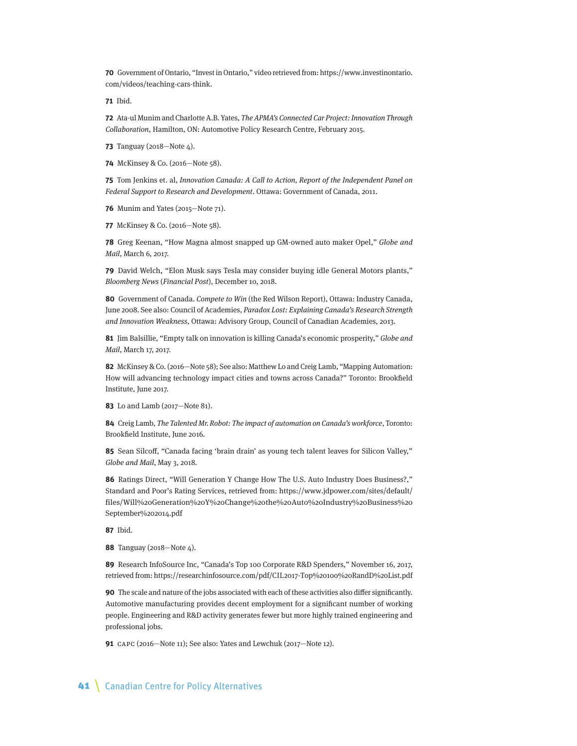**70** Government of Ontario, "Invest in Ontario," video retrieved from: https://www.investinontario.com/videos/teaching-cars-think.

**71** Ibid.

**72** Ata-ul Munim and Charlotte A.B. Yates, *The APMA's Connected Car Project: Innovation Through Collaboration*, Hamilton, ON: Automotive Policy Research Centre, February 2015.

**73** Tanguay (2018—Note 4).

**74** McKinsey & Co. (2016—Note 58).

**75** Tom Jenkins et. al, *Innovation Canada: A Call to Action, Report of the Independent Panel on Federal Support to Research and Development*. Ottawa: Government of Canada, 2011.

**76** Munim and Yates (2015—Note 71).

**77** McKinsey & Co. (2016—Note 58).

**78** Greg Keenan, "How Magna almost snapped up GM-owned auto maker Opel," *Globe and Mail*, March 6, 2017.

**79** David Welch, "Elon Musk says Tesla may consider buying idle General Motors plants," *Bloomberg News* (*Financial Post*), December 10, 2018.

**80** Government of Canada. *Compete to Win* (the Red Wilson Report), Ottawa: Industry Canada, June 2008. See also: Council of Academies, *Paradox Lost: Explaining Canada's Research Strength and Innovation Weakness*, Ottawa: Advisory Group, Council of Canadian Academies, 2013.

**81** Jim Balsillie, "Empty talk on innovation is killing Canada's economic prosperity," *Globe and Mail*, March 17, 2017.

**82** McKinsey & Co. (2016—Note 58); See also: Matthew Lo and Creig Lamb, "Mapping Automation: How will advancing technology impact cities and towns across Canada?" Toronto: Brookfield Institute, June 2017.

**83** Lo and Lamb (2017—Note 81).

**84** Creig Lamb, *The Talented Mr. Robot: The impact of automation on Canada's workforce*, Toronto: Brookfield Institute, June 2016.

**85** Sean Silcoff, "Canada facing 'brain drain' as young tech talent leaves for Silicon Valley," *Globe and Mail*, May 3, 2018.

**86** Ratings Direct, "Will Generation Y Change How The U.S. Auto Industry Does Business?," Standard and Poor's Rating Services, retrieved from: https://www.jdpower.com/sites/default/files/Will%20Generation%20Y%20Change%20the%20Auto%20Industry%20Business%20September%202014.pdf

**87** Ibid.

**88** Tanguay (2018—Note 4).

**89** Research InfoSource Inc, "Canada's Top 100 Corporate R&D Spenders," November 16, 2017, retrieved from: https://researchinfosource.com/pdf/CIL2017-Top%20100%20RandD%20List.pdf

**90** The scale and nature of the jobs associated with each of these activities also differ significantly. Automotive manufacturing provides decent employment for a significant number of working people. Engineering and R&D activity generates fewer but more highly trained engineering and professional jobs.

**91** CAPC (2016—Note 11); See also: Yates and Lewchuk (2017—Note 12).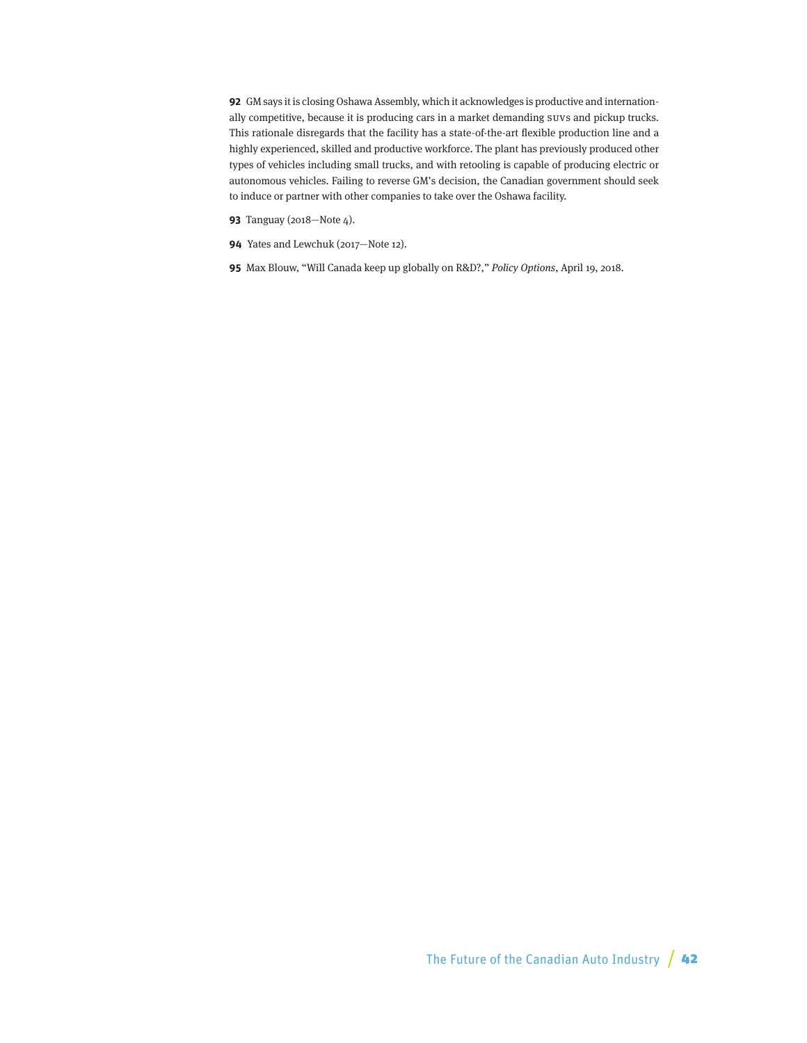**92** GM says it is closing Oshawa Assembly, which it acknowledges is productive and internationally competitive, because it is producing cars in a market demanding SUVs and pickup trucks. This rationale disregards that the facility has a state-of-the-art flexible production line and a highly experienced, skilled and productive workforce. The plant has previously produced other types of vehicles including small trucks, and with retooling is capable of producing electric or autonomous vehicles. Failing to reverse GM's decision, the Canadian government should seek to induce or partner with other companies to take over the Oshawa facility.

**93** Tanguay (2018—Note 4).

**94** Yates and Lewchuk (2017—Note 12).

**95** Max Blouw, "Will Canada keep up globally on R&D?," *Policy Options*, April 19, 2018.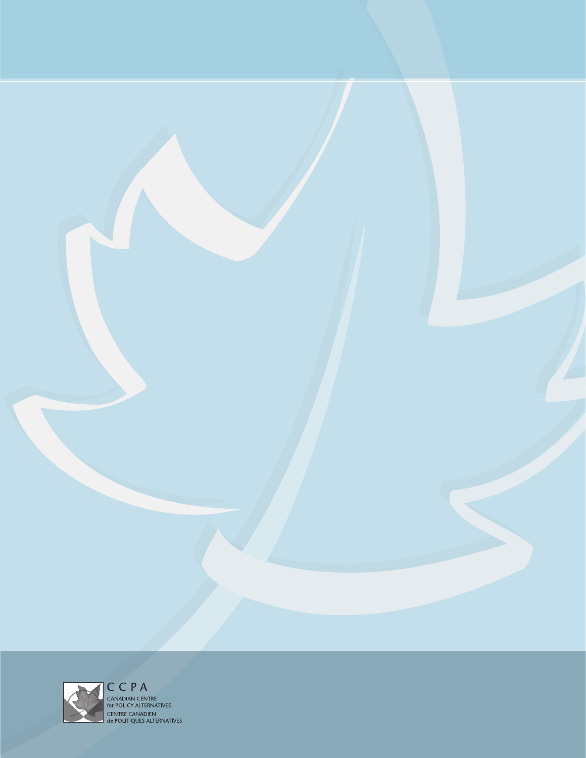CCPA
CANADIAN CENTRE
for POLICY ALTERNATIVES
CENTRE CANADIEN
de POLITIQUES ALTERNATIVES